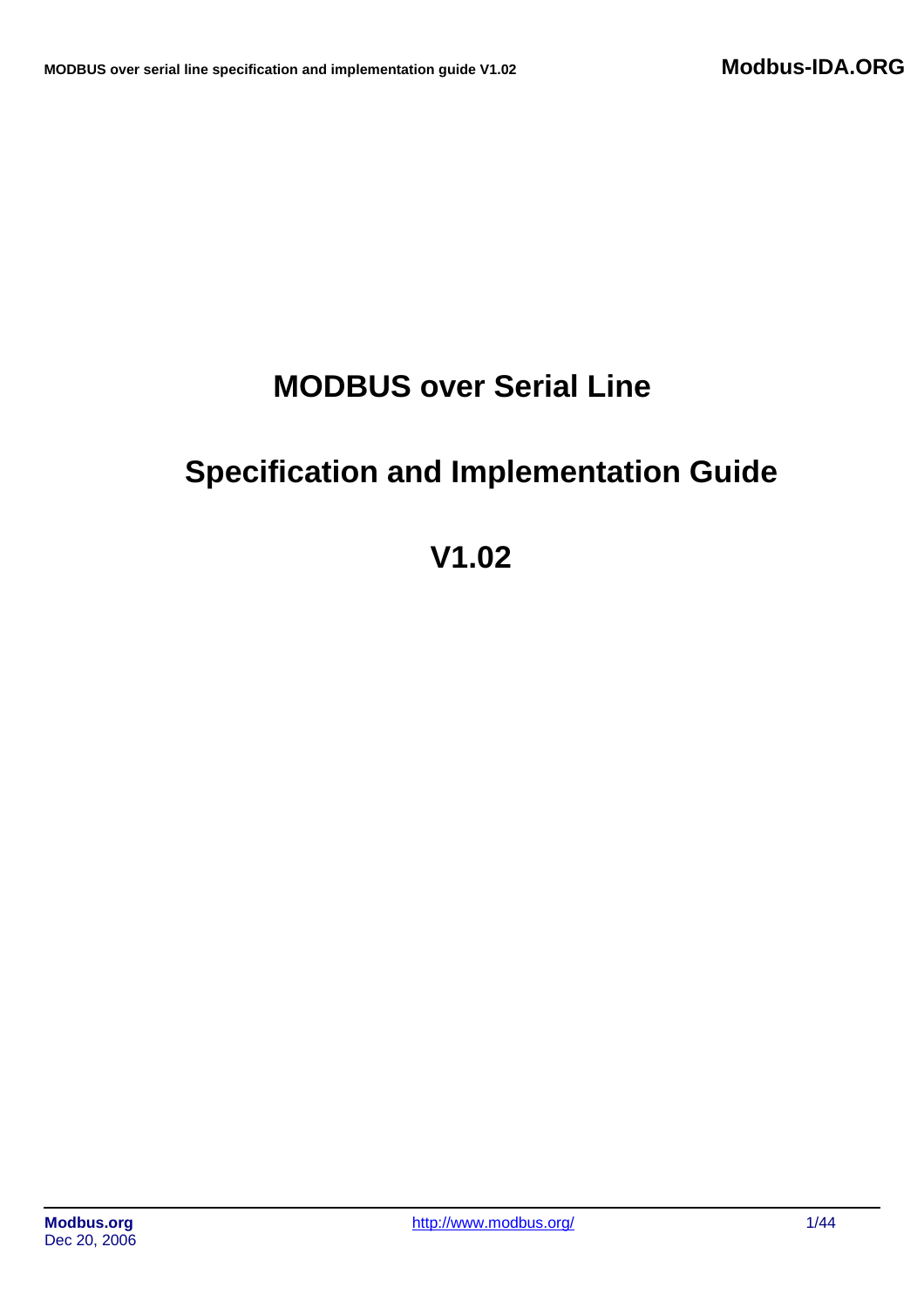# MODBUS over Serial Line

# Specification and Implementation Guide

# V1.02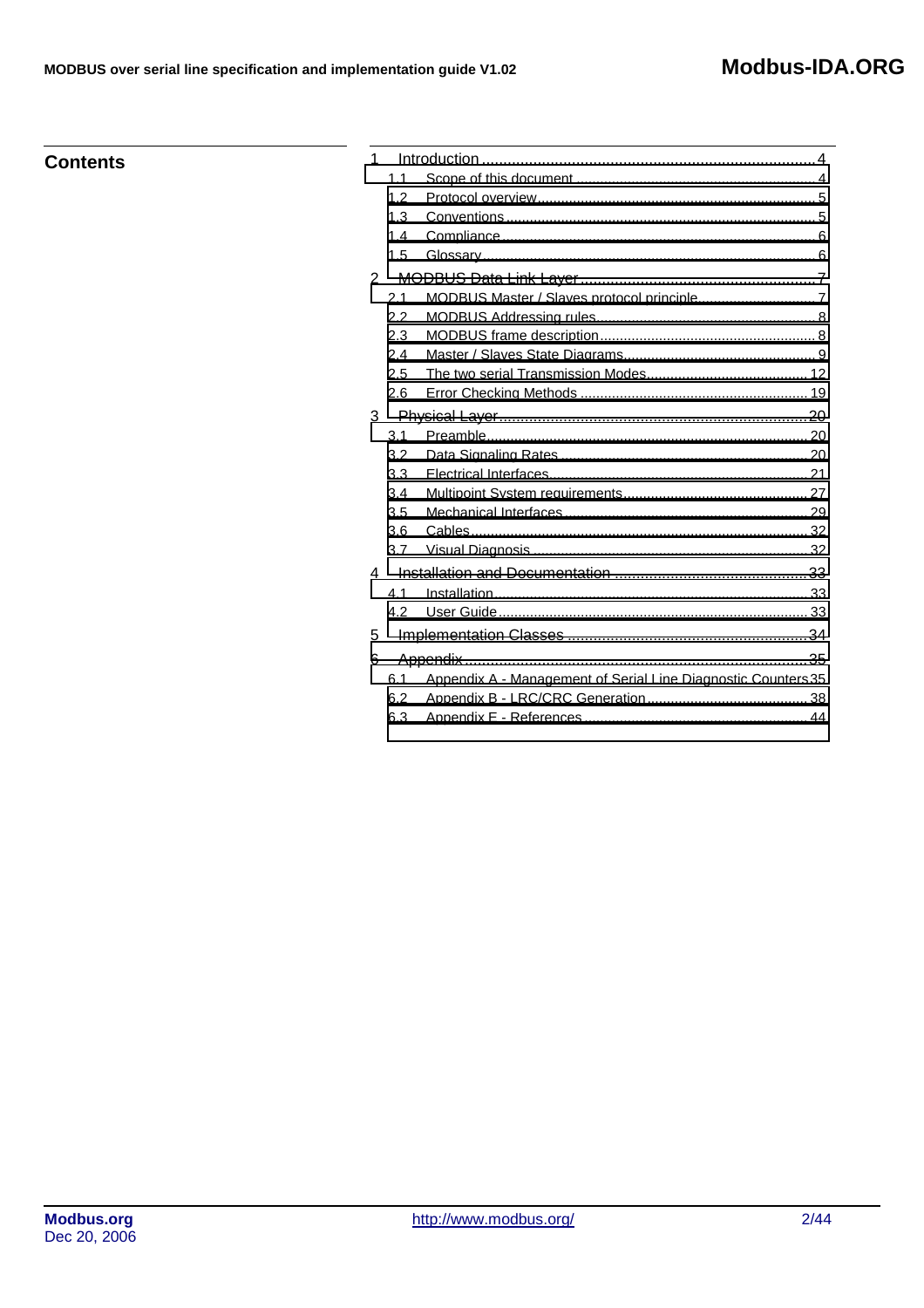## Contents

1 Introduction .............................................................................. 4
   1.1 Scope of this document .............................................................. 4
   1.2 Protocol overview ..................................................................... 5
   1.3 Conventions ............................................................................. 5
   1.4 Compliance .............................................................................. 6
   1.5 Glossary .................................................................................. 6
2 MODBUS Data Link Layer ............................................................ 7
   2.1 MODBUS Master / Slaves protocol principle ............................. 7
   2.2 MODBUS Addressing rules ........................................................ 8
   2.3 MODBUS frame description ....................................................... 8
   2.4 Master / Slaves State Diagrams ................................................ 9
   2.5 The two serial Transmission Modes ......................................... 12
   2.6 Error Checking Methods .......................................................... 19
3 Physical Layer ........................................................................... 20
   3.1 Preamble ................................................................................ 20
   3.2 Data Signaling Rates ............................................................... 20
   3.3 Electrical Interfaces ................................................................. 21
   3.4 Multipoint System requirements ............................................... 27
   3.5 Mechanical Interfaces .............................................................. 29
   3.6 Cables .................................................................................... 32
   3.7 Visual Diagnosis ..................................................................... 32
4 Installation and Documentation .................................................. 33
   4.1 Installation ............................................................................. 33
   4.2 User Guide ............................................................................. 33
5 Implementation Classes ............................................................. 34
6 Appendix ................................................................................... 35
   6.1 Appendix A - Management of Serial Line Diagnostic Counters 35
   6.2 Appendix B - LRC/CRC Generation ......................................... 38
   6.3 Appendix E - References ........................................................ 44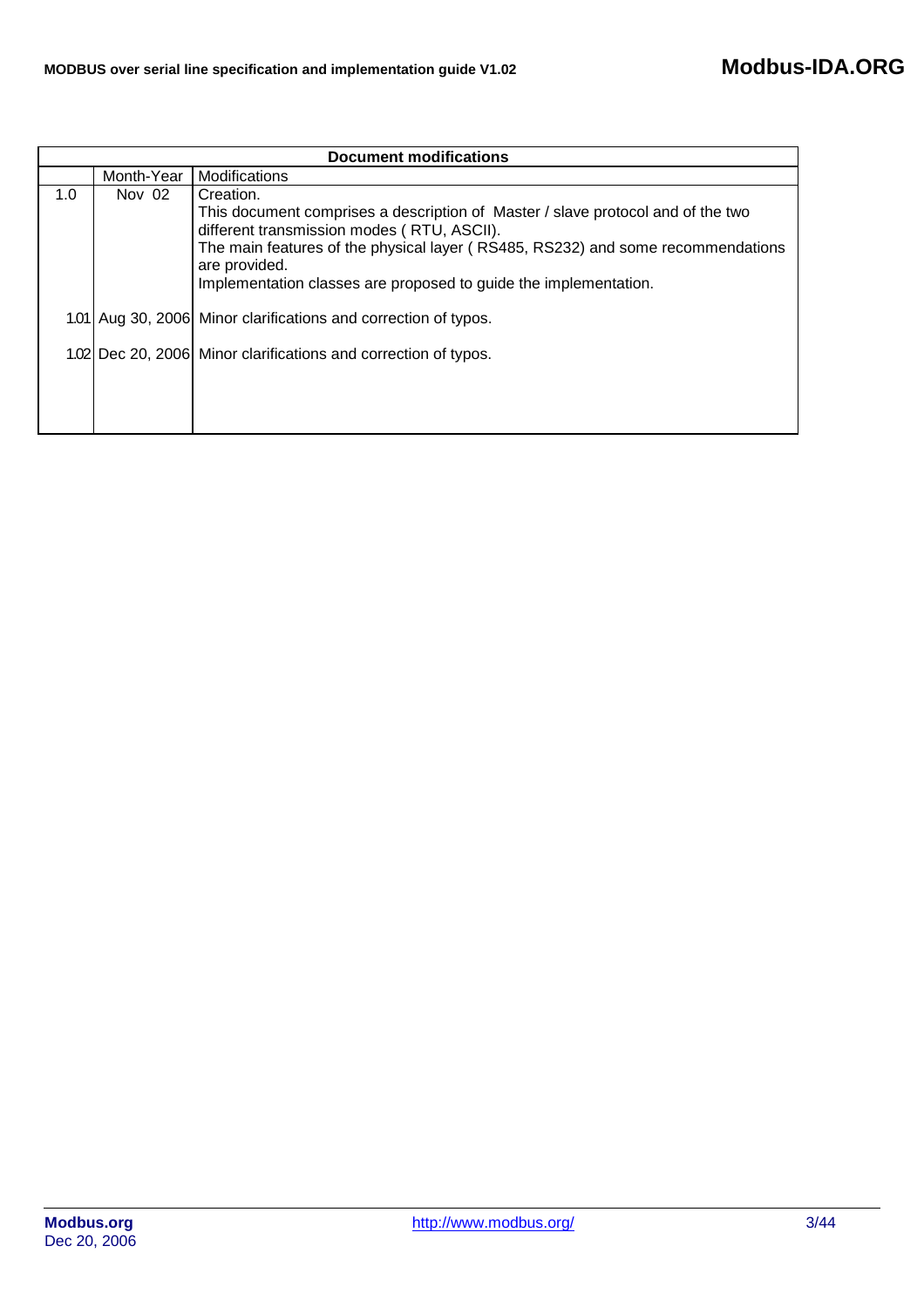| Document modifications | | |
|---|---|---|
| | Month-Year | Modifications |
| 1.0 | Nov 02 | Creation.<br>This document comprises a description of Master / slave protocol and of the two different transmission modes ( RTU, ASCII).<br>The main features of the physical layer ( RS485, RS232) and some recommendations are provided.<br>Implementation classes are proposed to guide the implementation. |
| 1.01 | Aug 30, 2006 | Minor clarifications and correction of typos. |
| 1.02 | Dec 20, 2006 | Minor clarifications and correction of typos. |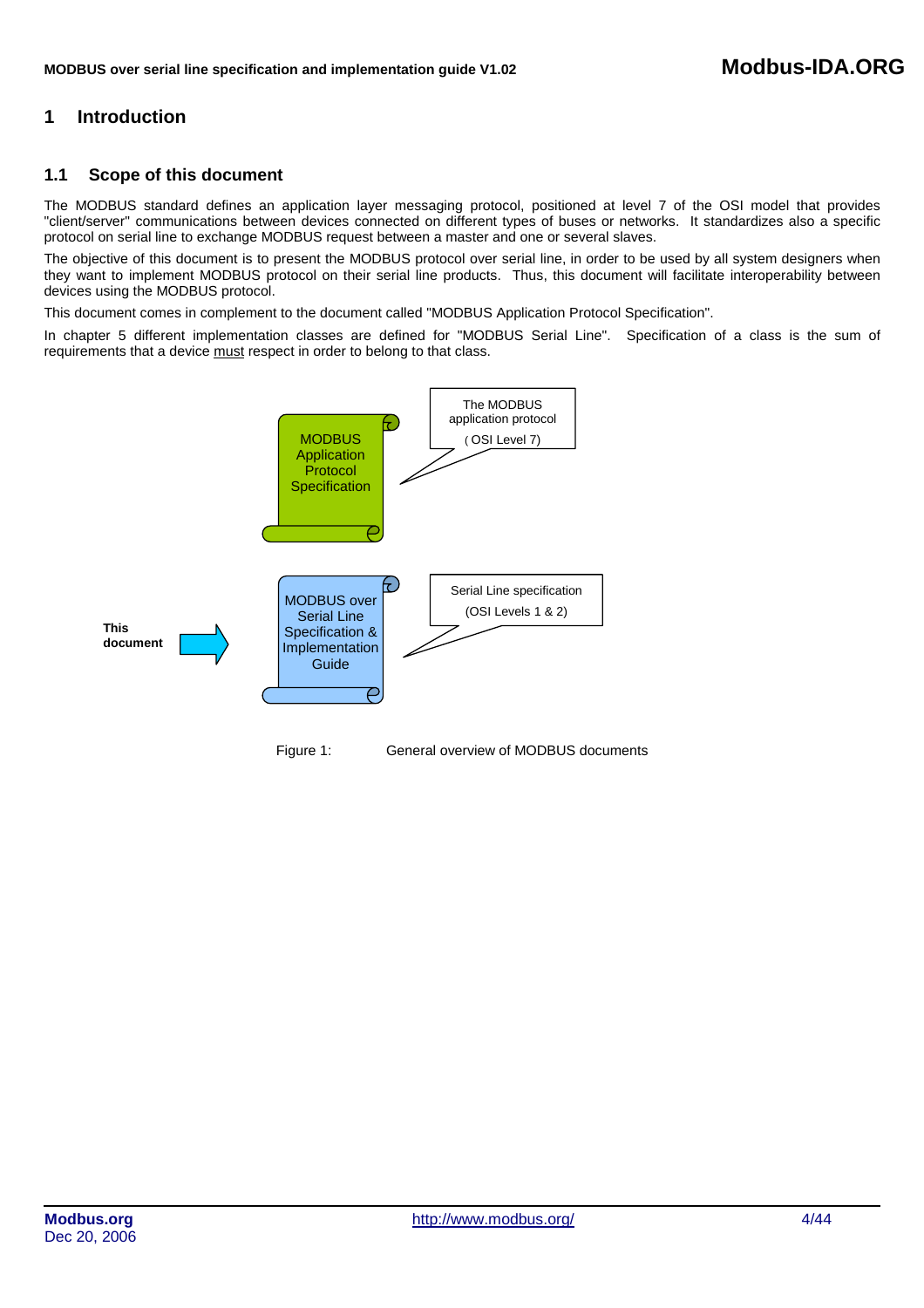# 1 Introduction

## 1.1 Scope of this document

The MODBUS standard defines an application layer messaging protocol, positioned at level 7 of the OSI model that provides "client/server" communications between devices connected on different types of buses or networks. It standardizes also a specific protocol on serial line to exchange MODBUS request between a master and one or several slaves.

The objective of this document is to present the MODBUS protocol over serial line, in order to be used by all system designers when they want to implement MODBUS protocol on their serial line products. Thus, this document will facilitate interoperability between devices using the MODBUS protocol.

This document comes in complement to the document called "MODBUS Application Protocol Specification".

In chapter 5 different implementation classes are defined for "MODBUS Serial Line". Specification of a class is the sum of requirements that a device must respect in order to belong to that class.

MODBUS Application Protocol Specification — The MODBUS application protocol (OSI Level 7)

This document → MODBUS over Serial Line Specification & Implementation Guide — Serial Line specification (OSI Levels 1 & 2)

Figure 1: General overview of MODBUS documents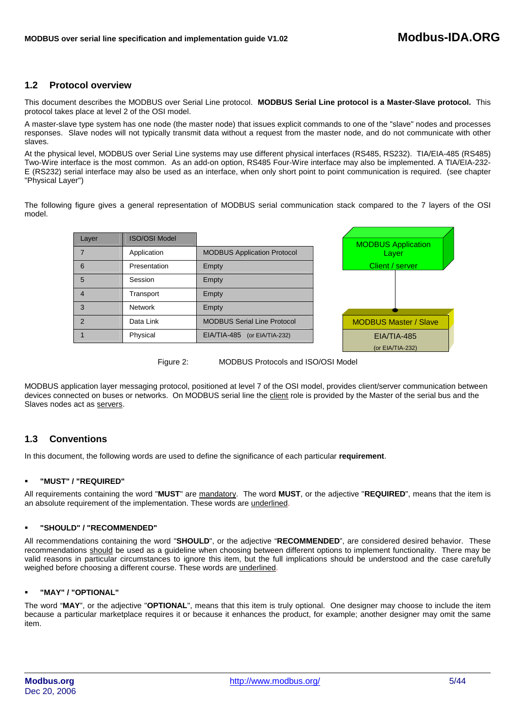## 1.2 Protocol overview

This document describes the MODBUS over Serial Line protocol. **MODBUS Serial Line protocol is a Master-Slave protocol.** This protocol takes place at level 2 of the OSI model.

A master-slave type system has one node (the master node) that issues explicit commands to one of the "slave" nodes and processes responses. Slave nodes will not typically transmit data without a request from the master node, and do not communicate with other slaves.

At the physical level, MODBUS over Serial Line systems may use different physical interfaces (RS485, RS232). TIA/EIA-485 (RS485) Two-Wire interface is the most common. As an add-on option, RS485 Four-Wire interface may also be implemented. A TIA/EIA-232-E (RS232) serial interface may also be used as an interface, when only short point to point communication is required. (see chapter "Physical Layer")

The following figure gives a general representation of MODBUS serial communication stack compared to the 7 layers of the OSI model.

| Layer | ISO/OSI Model | |
|---|---|---|
| 7 | Application | MODBUS Application Protocol |
| 6 | Presentation | Empty |
| 5 | Session | Empty |
| 4 | Transport | Empty |
| 3 | Network | Empty |
| 2 | Data Link | MODBUS Serial Line Protocol |
| 1 | Physical | EIA/TIA-485 (or EIA/TIA-232) |

MODBUS Application Layer
Client / server

MODBUS Master / Slave
EIA/TIA-485
(or EIA/TIA-232)

Figure 2: MODBUS Protocols and ISO/OSI Model

MODBUS application layer messaging protocol, positioned at level 7 of the OSI model, provides client/server communication between devices connected on buses or networks. On MODBUS serial line the <u>client</u> role is provided by the Master of the serial bus and the Slaves nodes act as <u>servers</u>.

## 1.3 Conventions

In this document, the following words are used to define the significance of each particular **requirement**.

- **"MUST" / "REQUIRED"**

All requirements containing the word "**MUST**" are <u>mandatory</u>. The word **MUST**, or the adjective "**REQUIRED**", means that the item is an absolute requirement of the implementation. These words are <u>underlined</u>.

- **"SHOULD" / "RECOMMENDED"**

All recommendations containing the word "**SHOULD**", or the adjective "**RECOMMENDED**", are considered desired behavior. These recommendations <u>should</u> be used as a guideline when choosing between different options to implement functionality. There may be valid reasons in particular circumstances to ignore this item, but the full implications should be understood and the case carefully weighed before choosing a different course. These words are <u>underlined</u>.

- **"MAY" / "OPTIONAL"**

The word "**MAY**", or the adjective "**OPTIONAL**", means that this item is truly optional. One designer may choose to include the item because a particular marketplace requires it or because it enhances the product, for example; another designer may omit the same item.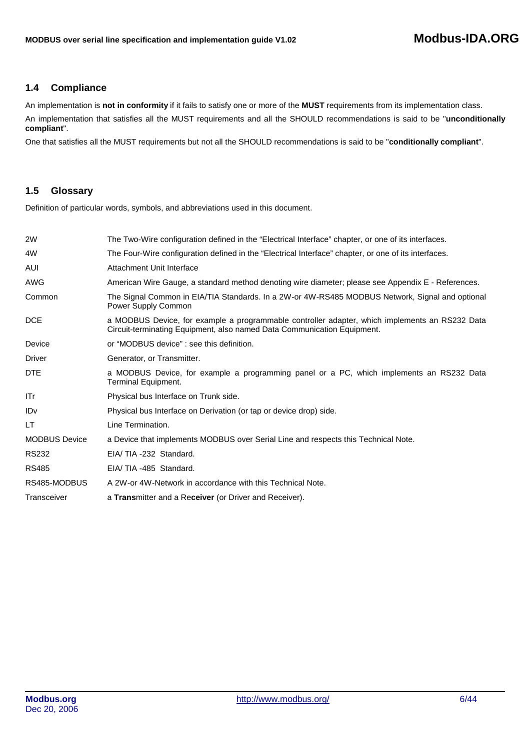## 1.4 Compliance

An implementation is **not in conformity** if it fails to satisfy one or more of the **MUST** requirements from its implementation class.

An implementation that satisfies all the MUST requirements and all the SHOULD recommendations is said to be "**unconditionally compliant**".

One that satisfies all the MUST requirements but not all the SHOULD recommendations is said to be "**conditionally compliant**".

## 1.5 Glossary

Definition of particular words, symbols, and abbreviations used in this document.

| | |
|---|---|
| 2W | The Two-Wire configuration defined in the “Electrical Interface” chapter, or one of its interfaces. |
| 4W | The Four-Wire configuration defined in the “Electrical Interface” chapter, or one of its interfaces. |
| AUI | Attachment Unit Interface |
| AWG | American Wire Gauge, a standard method denoting wire diameter; please see Appendix E - References. |
| Common | The Signal Common in EIA/TIA Standards. In a 2W-or 4W-RS485 MODBUS Network, Signal and optional Power Supply Common |
| DCE | a MODBUS Device, for example a programmable controller adapter, which implements an RS232 Data Circuit-terminating Equipment, also named Data Communication Equipment. |
| Device | or “MODBUS device” : see this definition. |
| Driver | Generator, or Transmitter. |
| DTE | a MODBUS Device, for example a programming panel or a PC, which implements an RS232 Data Terminal Equipment. |
| ITr | Physical bus Interface on Trunk side. |
| IDv | Physical bus Interface on Derivation (or tap or device drop) side. |
| LT | Line Termination. |
| MODBUS Device | a Device that implements MODBUS over Serial Line and respects this Technical Note. |
| RS232 | EIA/ TIA -232 Standard. |
| RS485 | EIA/ TIA -485 Standard. |
| RS485-MODBUS | A 2W-or 4W-Network in accordance with this Technical Note. |
| Transceiver | a **Trans**mitter and a Re**ceiver** (or Driver and Receiver). |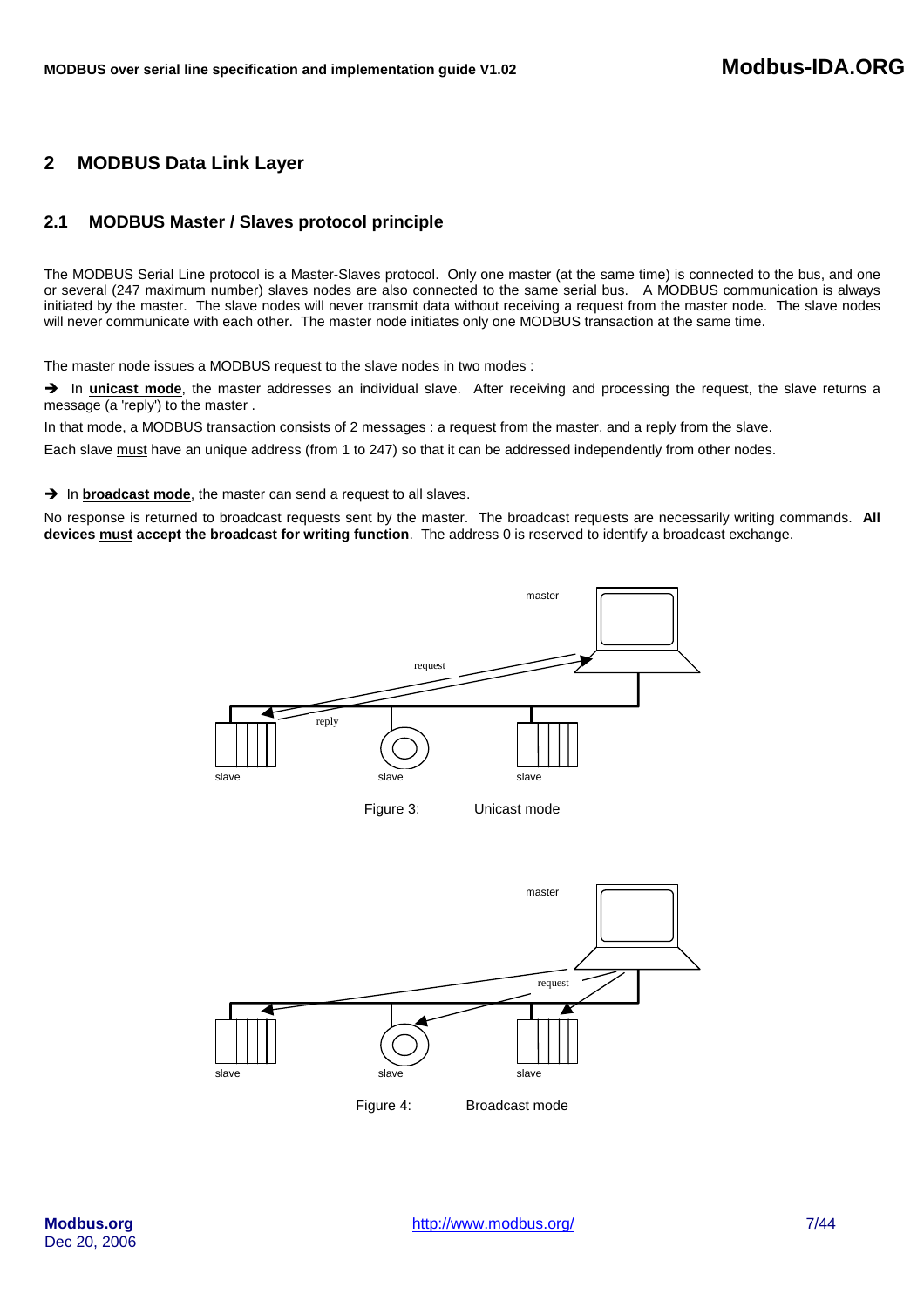# 2 MODBUS Data Link Layer

## 2.1 MODBUS Master / Slaves protocol principle

The MODBUS Serial Line protocol is a Master-Slaves protocol. Only one master (at the same time) is connected to the bus, and one or several (247 maximum number) slaves nodes are also connected to the same serial bus. A MODBUS communication is always initiated by the master. The slave nodes will never transmit data without receiving a request from the master node. The slave nodes will never communicate with each other. The master node initiates only one MODBUS transaction at the same time.

The master node issues a MODBUS request to the slave nodes in two modes :

➔ In **unicast mode**, the master addresses an individual slave. After receiving and processing the request, the slave returns a message (a 'reply') to the master .

In that mode, a MODBUS transaction consists of 2 messages : a request from the master, and a reply from the slave.

Each slave must have an unique address (from 1 to 247) so that it can be addressed independently from other nodes.

➔ In **broadcast mode**, the master can send a request to all slaves.

No response is returned to broadcast requests sent by the master. The broadcast requests are necessarily writing commands. **All devices must accept the broadcast for writing function**. The address 0 is reserved to identify a broadcast exchange.

Figure 3: Unicast mode

Figure 4: Broadcast mode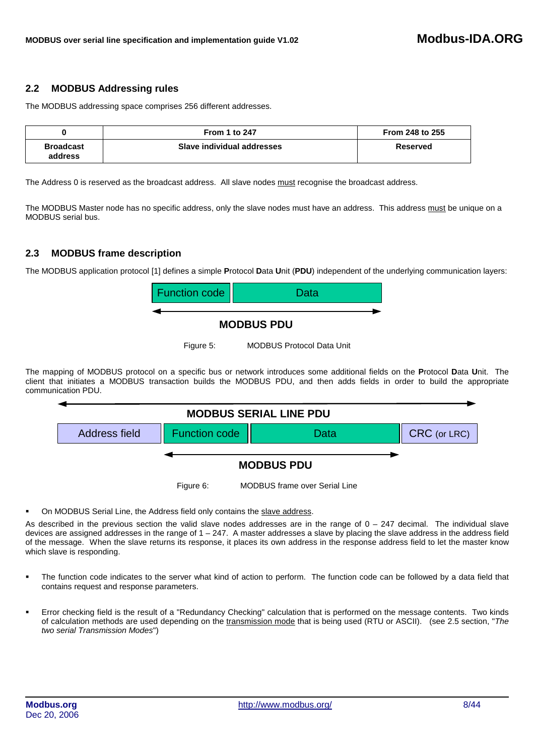## 2.2 MODBUS Addressing rules

The MODBUS addressing space comprises 256 different addresses.

| 0 | From 1 to 247 | From 248 to 255 |
|---|---|---|
| **Broadcast address** | **Slave individual addresses** | **Reserved** |

The Address 0 is reserved as the broadcast address. All slave nodes must recognise the broadcast address.

The MODBUS Master node has no specific address, only the slave nodes must have an address. This address must be unique on a MODBUS serial bus.

## 2.3 MODBUS frame description

The MODBUS application protocol [1] defines a simple **P**rotocol **D**ata **U**nit (**PDU**) independent of the underlying communication layers:

| Function code | Data |
|---|---|

**MODBUS PDU**

Figure 5: MODBUS Protocol Data Unit

The mapping of MODBUS protocol on a specific bus or network introduces some additional fields on the **P**rotocol **D**ata **U**nit. The client that initiates a MODBUS transaction builds the MODBUS PDU, and then adds fields in order to build the appropriate communication PDU.

**MODBUS SERIAL LINE PDU**

| Address field | Function code | Data | CRC (or LRC) |
|---|---|---|---|

**MODBUS PDU**

Figure 6: MODBUS frame over Serial Line

- On MODBUS Serial Line, the Address field only contains the slave address.

As described in the previous section the valid slave nodes addresses are in the range of 0 – 247 decimal. The individual slave devices are assigned addresses in the range of 1 – 247. A master addresses a slave by placing the slave address in the address field of the message. When the slave returns its response, it places its own address in the response address field to let the master know which slave is responding.

- The function code indicates to the server what kind of action to perform. The function code can be followed by a data field that contains request and response parameters.

- Error checking field is the result of a "Redundancy Checking" calculation that is performed on the message contents. Two kinds of calculation methods are used depending on the transmission mode that is being used (RTU or ASCII). (see 2.5 section, "*The two serial Transmission Modes*")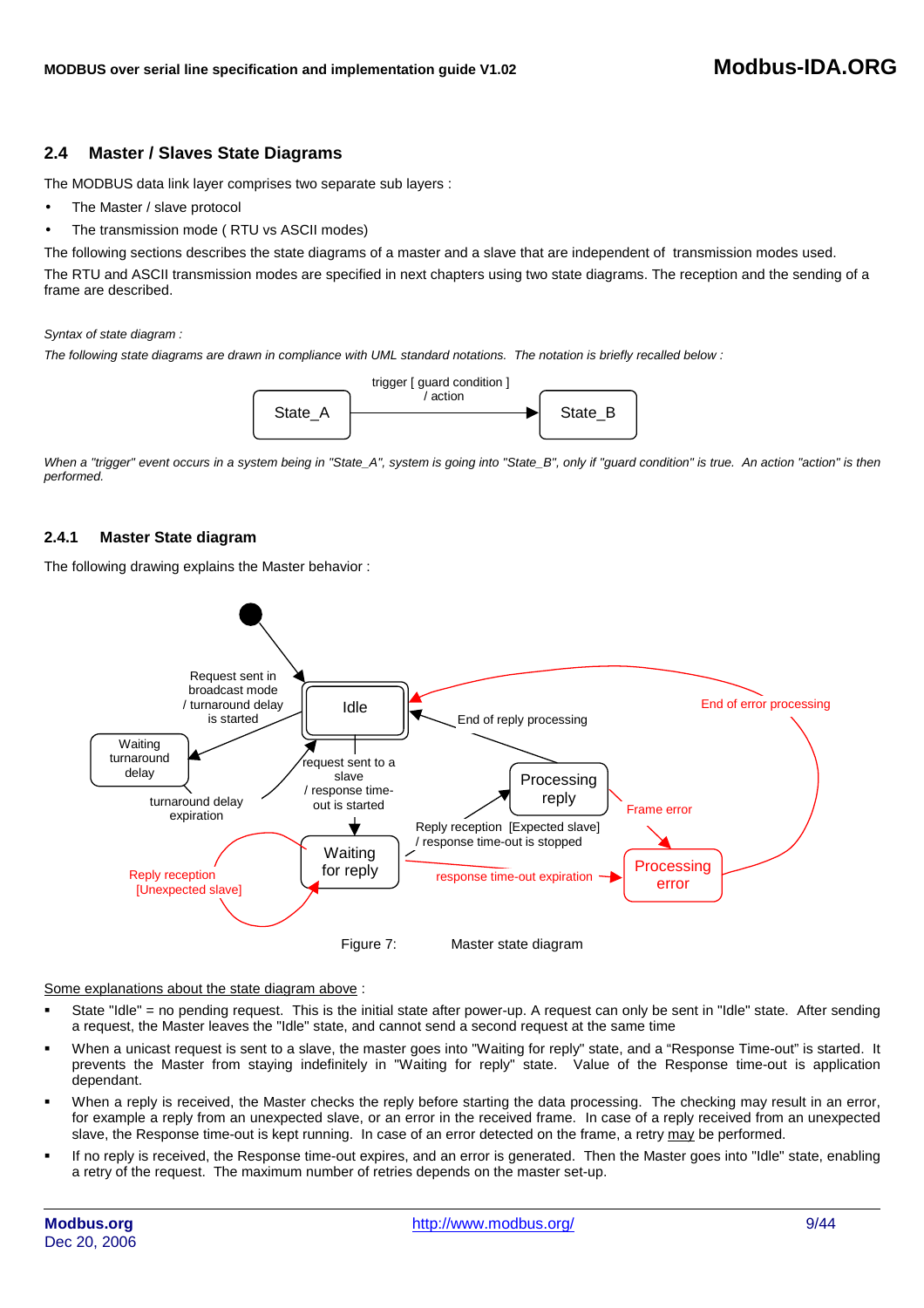## 2.4 Master / Slaves State Diagrams

The MODBUS data link layer comprises two separate sub layers :

- The Master / slave protocol
- The transmission mode ( RTU vs ASCII modes)

The following sections describes the state diagrams of a master and a slave that are independent of transmission modes used.

The RTU and ASCII transmission modes are specified in next chapters using two state diagrams. The reception and the sending of a frame are described.

*Syntax of state diagram :*

*The following state diagrams are drawn in compliance with UML standard notations. The notation is briefly recalled below :*

State_A —— trigger [ guard condition ] / action ——> State_B

*When a "trigger" event occurs in a system being in "State_A", system is going into "State_B", only if "guard condition" is true. An action "action" is then performed.*

### 2.4.1 Master State diagram

The following drawing explains the Master behavior :

Figure 7: Master state diagram

Some explanations about the state diagram above :

- State "Idle" = no pending request. This is the initial state after power-up. A request can only be sent in "Idle" state. After sending a request, the Master leaves the "Idle" state, and cannot send a second request at the same time
- When a unicast request is sent to a slave, the master goes into "Waiting for reply" state, and a "Response Time-out" is started. It prevents the Master from staying indefinitely in "Waiting for reply" state. Value of the Response time-out is application dependant.
- When a reply is received, the Master checks the reply before starting the data processing. The checking may result in an error, for example a reply from an unexpected slave, or an error in the received frame. In case of a reply received from an unexpected slave, the Response time-out is kept running. In case of an error detected on the frame, a retry may be performed.
- If no reply is received, the Response time-out expires, and an error is generated. Then the Master goes into "Idle" state, enabling a retry of the request. The maximum number of retries depends on the master set-up.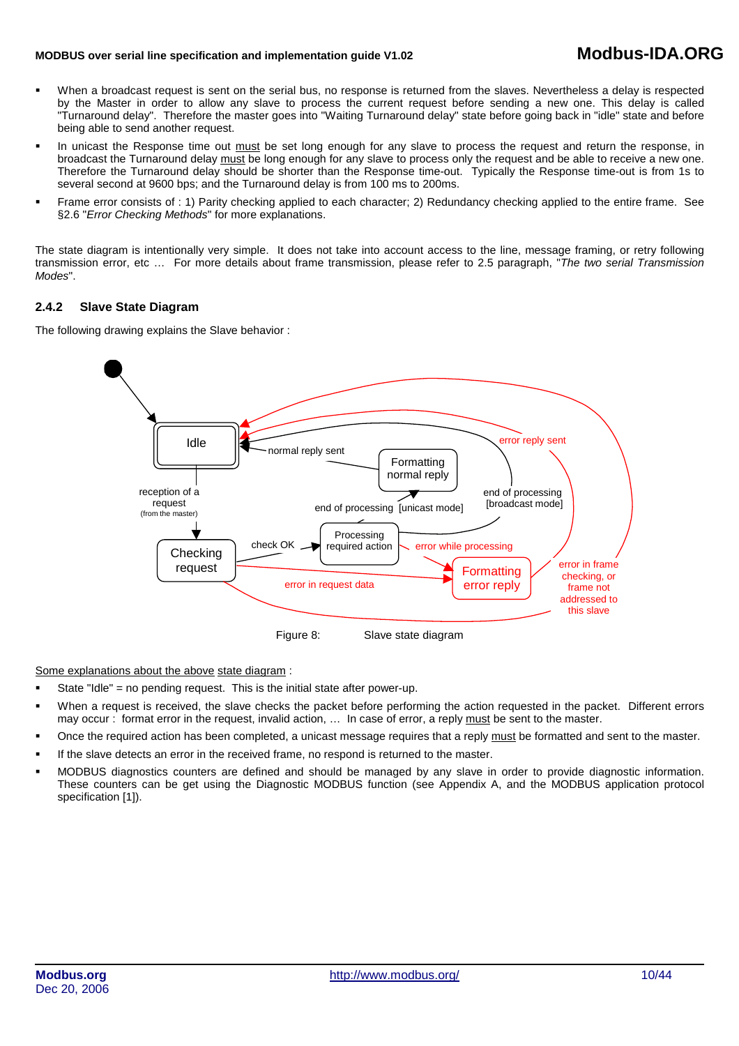- When a broadcast request is sent on the serial bus, no response is returned from the slaves. Nevertheless a delay is respected by the Master in order to allow any slave to process the current request before sending a new one. This delay is called "Turnaround delay". Therefore the master goes into "Waiting Turnaround delay" state before going back in "idle" state and before being able to send another request.
- In unicast the Response time out must be set long enough for any slave to process the request and return the response, in broadcast the Turnaround delay must be long enough for any slave to process only the request and be able to receive a new one. Therefore the Turnaround delay should be shorter than the Response time-out. Typically the Response time-out is from 1s to several second at 9600 bps; and the Turnaround delay is from 100 ms to 200ms.
- Frame error consists of : 1) Parity checking applied to each character; 2) Redundancy checking applied to the entire frame. See §2.6 "*Error Checking Methods*" for more explanations.

The state diagram is intentionally very simple. It does not take into account access to the line, message framing, or retry following transmission error, etc … For more details about frame transmission, please refer to 2.5 paragraph, "*The two serial Transmission Modes*".

### 2.4.2 Slave State Diagram

The following drawing explains the Slave behavior :

Figure 8: Slave state diagram

Some explanations about the above state diagram :

- State "Idle" = no pending request. This is the initial state after power-up.
- When a request is received, the slave checks the packet before performing the action requested in the packet. Different errors may occur : format error in the request, invalid action, … In case of error, a reply must be sent to the master.
- Once the required action has been completed, a unicast message requires that a reply must be formatted and sent to the master.
- If the slave detects an error in the received frame, no respond is returned to the master.
- MODBUS diagnostics counters are defined and should be managed by any slave in order to provide diagnostic information. These counters can be get using the Diagnostic MODBUS function (see Appendix A, and the MODBUS application protocol specification [1]).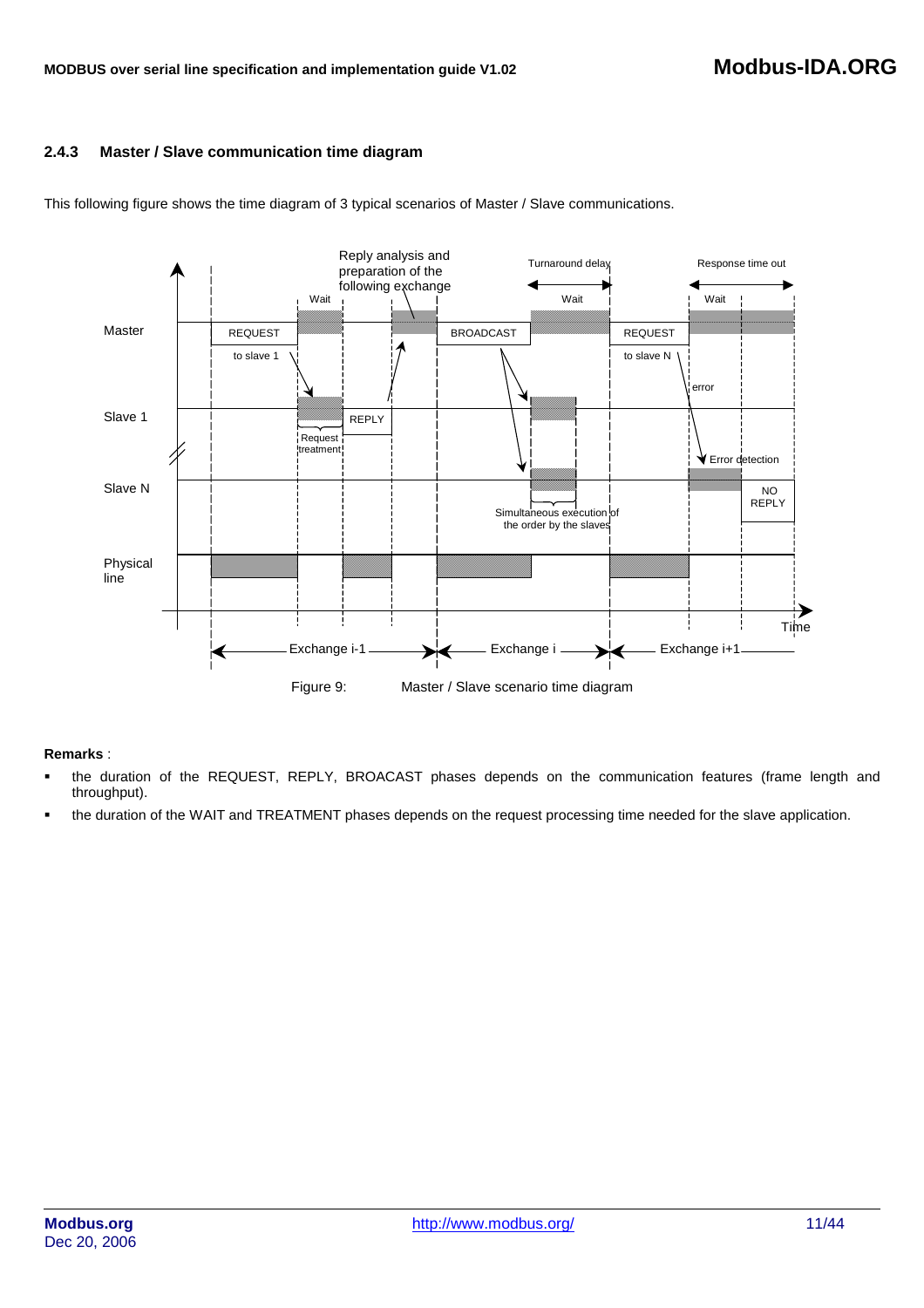### 2.4.3 Master / Slave communication time diagram

This following figure shows the time diagram of 3 typical scenarios of Master / Slave communications.

Figure 9: Master / Slave scenario time diagram

**Remarks** :

- the duration of the REQUEST, REPLY, BROACAST phases depends on the communication features (frame length and throughput).
- the duration of the WAIT and TREATMENT phases depends on the request processing time needed for the slave application.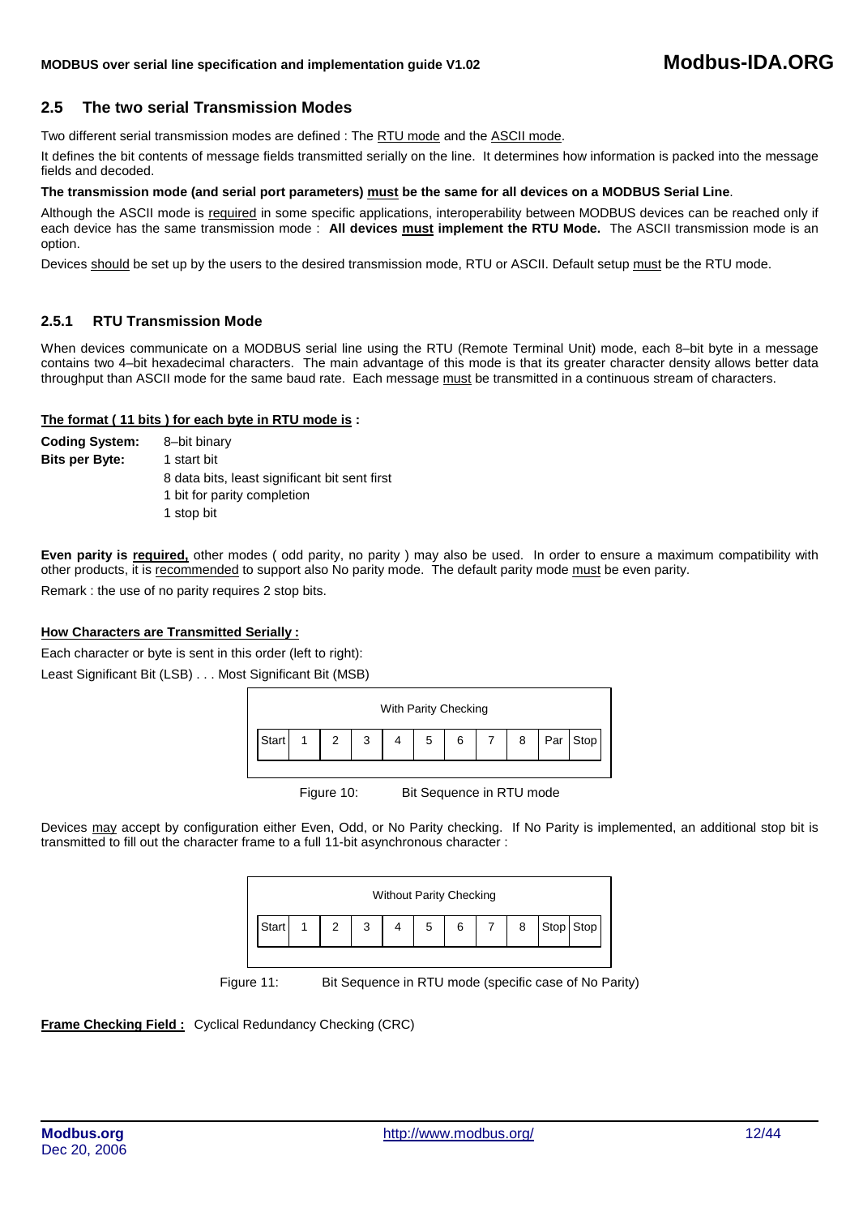## 2.5 The two serial Transmission Modes

Two different serial transmission modes are defined : The RTU mode and the ASCII mode.

It defines the bit contents of message fields transmitted serially on the line. It determines how information is packed into the message fields and decoded.

**The transmission mode (and serial port parameters) must be the same for all devices on a MODBUS Serial Line**.

Although the ASCII mode is required in some specific applications, interoperability between MODBUS devices can be reached only if each device has the same transmission mode : **All devices must implement the RTU Mode.** The ASCII transmission mode is an option.

Devices should be set up by the users to the desired transmission mode, RTU or ASCII. Default setup must be the RTU mode.

### 2.5.1 RTU Transmission Mode

When devices communicate on a MODBUS serial line using the RTU (Remote Terminal Unit) mode, each 8–bit byte in a message contains two 4–bit hexadecimal characters. The main advantage of this mode is that its greater character density allows better data throughput than ASCII mode for the same baud rate. Each message must be transmitted in a continuous stream of characters.

**The format ( 11 bits ) for each byte in RTU mode is :**

**Coding System:** 8–bit binary

**Bits per Byte:** 1 start bit
8 data bits, least significant bit sent first
1 bit for parity completion
1 stop bit

**Even parity is required,** other modes ( odd parity, no parity ) may also be used. In order to ensure a maximum compatibility with other products, it is recommended to support also No parity mode. The default parity mode must be even parity.

Remark : the use of no parity requires 2 stop bits.

**How Characters are Transmitted Serially :**

Each character or byte is sent in this order (left to right):

Least Significant Bit (LSB) . . . Most Significant Bit (MSB)

With Parity Checking

| Start | 1 | 2 | 3 | 4 | 5 | 6 | 7 | 8 | Par | Stop |
|---|---|---|---|---|---|---|---|---|---|---|

Figure 10: Bit Sequence in RTU mode

Devices may accept by configuration either Even, Odd, or No Parity checking. If No Parity is implemented, an additional stop bit is transmitted to fill out the character frame to a full 11-bit asynchronous character :

Without Parity Checking

| Start | 1 | 2 | 3 | 4 | 5 | 6 | 7 | 8 | Stop | Stop |
|---|---|---|---|---|---|---|---|---|---|---|

Figure 11: Bit Sequence in RTU mode (specific case of No Parity)

**Frame Checking Field :** Cyclical Redundancy Checking (CRC)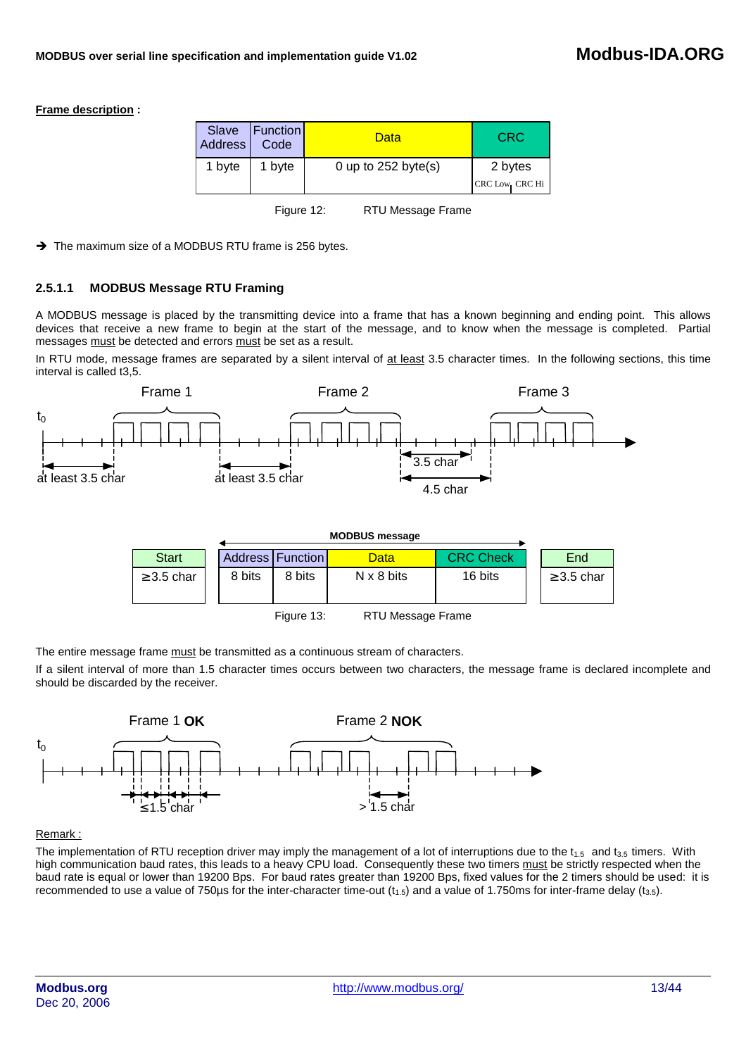**Frame description :**

| Slave Address | Function Code | Data | CRC |
|---|---|---|---|
| 1 byte | 1 byte | 0 up to 252 byte(s) | 2 bytes<br>CRC Low, CRC Hi |

Figure 12: RTU Message Frame

➔ The maximum size of a MODBUS RTU frame is 256 bytes.

### 2.5.1.1 MODBUS Message RTU Framing

A MODBUS message is placed by the transmitting device into a frame that has a known beginning and ending point. This allows devices that receive a new frame to begin at the start of the message, and to know when the message is completed. Partial messages must be detected and errors must be set as a result.

In RTU mode, message frames are separated by a silent interval of at least 3.5 character times. In the following sections, this time interval is called t3,5.

Frame 1 | Frame 2 | Frame 3

$t_0$ — at least 3.5 char — at least 3.5 char — 3.5 char — 4.5 char

| Start | | Address | Function | Data | CRC Check | | End |
|---|---|---|---|---|---|---|---|
| ≥3.5 char | | 8 bits | 8 bits | N x 8 bits | 16 bits | | ≥3.5 char |

MODBUS message: Address, Function, Data, CRC Check

Figure 13: RTU Message Frame

The entire message frame must be transmitted as a continuous stream of characters.

If a silent interval of more than 1.5 character times occurs between two characters, the message frame is declared incomplete and should be discarded by the receiver.

Frame 1 **OK** — Frame 2 **NOK**

$t_0$ — ≤1.5 char — > 1.5 char

Remark :

The implementation of RTU reception driver may imply the management of a lot of interruptions due to the $t_{1.5}$ and $t_{3.5}$ timers. With high communication baud rates, this leads to a heavy CPU load. Consequently these two timers must be strictly respected when the baud rate is equal or lower than 19200 Bps. For baud rates greater than 19200 Bps, fixed values for the 2 timers should be used: it is recommended to use a value of 750µs for the inter-character time-out ($t_{1.5}$) and a value of 1.750ms for inter-frame delay ($t_{3.5}$).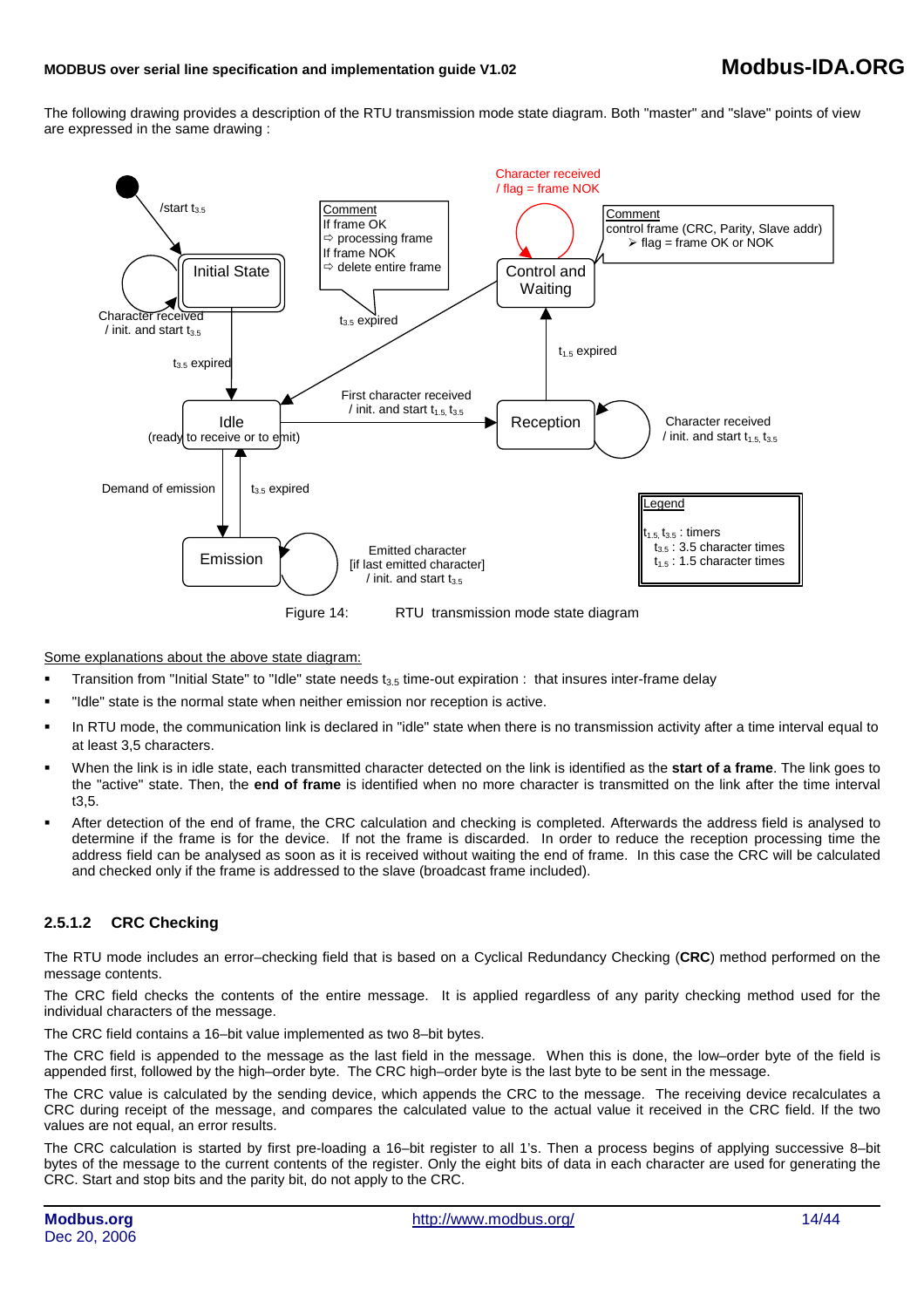The following drawing provides a description of the RTU transmission mode state diagram. Both "master" and "slave" points of view are expressed in the same drawing :

Figure 14: RTU transmission mode state diagram

Some explanations about the above state diagram:

- Transition from "Initial State" to "Idle" state needs $t_{3.5}$ time-out expiration : that insures inter-frame delay
- "Idle" state is the normal state when neither emission nor reception is active.
- In RTU mode, the communication link is declared in "idle" state when there is no transmission activity after a time interval equal to at least 3,5 characters.
- When the link is in idle state, each transmitted character detected on the link is identified as the **start of a frame**. The link goes to the "active" state. Then, the **end of frame** is identified when no more character is transmitted on the link after the time interval t3,5.
- After detection of the end of frame, the CRC calculation and checking is completed. Afterwards the address field is analysed to determine if the frame is for the device. If not the frame is discarded. In order to reduce the reception processing time the address field can be analysed as soon as it is received without waiting the end of frame. In this case the CRC will be calculated and checked only if the frame is addressed to the slave (broadcast frame included).

### 2.5.1.2 CRC Checking

The RTU mode includes an error–checking field that is based on a Cyclical Redundancy Checking (**CRC**) method performed on the message contents.

The CRC field checks the contents of the entire message. It is applied regardless of any parity checking method used for the individual characters of the message.

The CRC field contains a 16–bit value implemented as two 8–bit bytes.

The CRC field is appended to the message as the last field in the message. When this is done, the low–order byte of the field is appended first, followed by the high–order byte. The CRC high–order byte is the last byte to be sent in the message.

The CRC value is calculated by the sending device, which appends the CRC to the message. The receiving device recalculates a CRC during receipt of the message, and compares the calculated value to the actual value it received in the CRC field. If the two values are not equal, an error results.

The CRC calculation is started by first pre-loading a 16–bit register to all 1's. Then a process begins of applying successive 8–bit bytes of the message to the current contents of the register. Only the eight bits of data in each character are used for generating the CRC. Start and stop bits and the parity bit, do not apply to the CRC.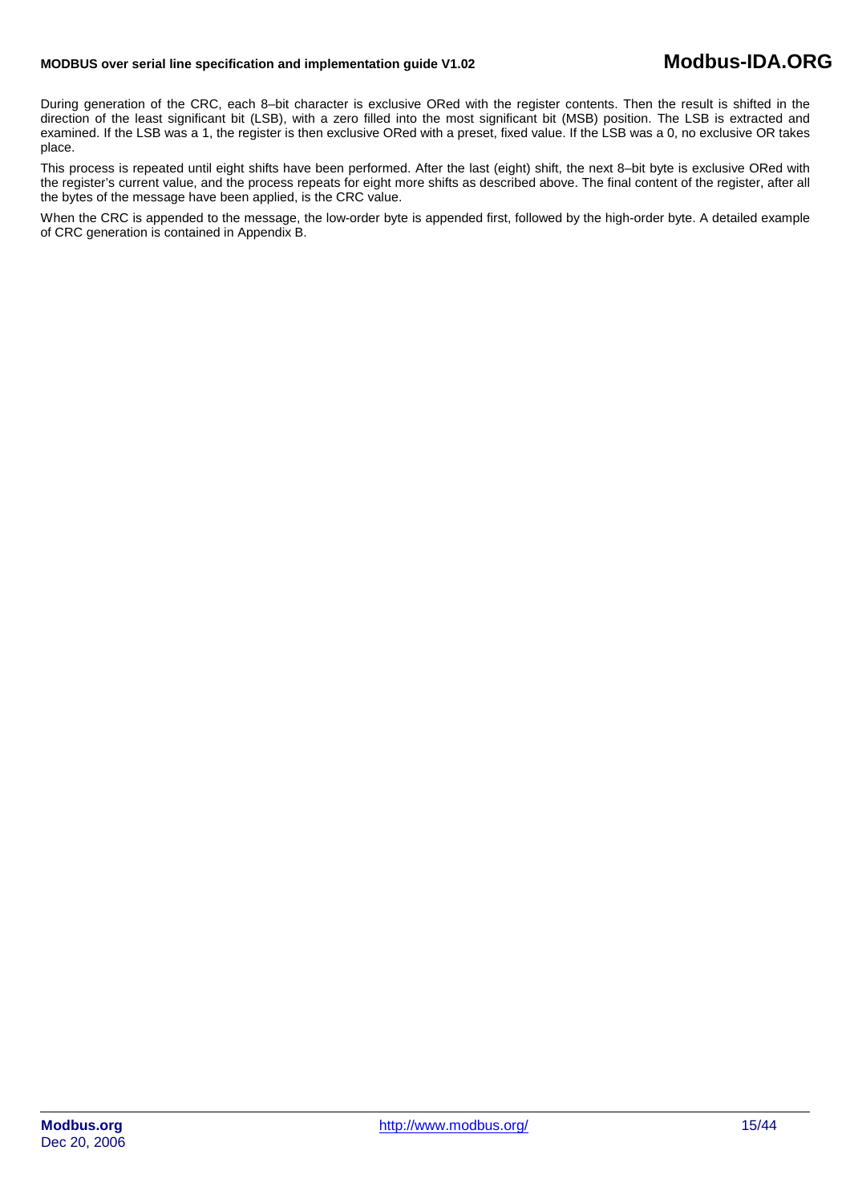During generation of the CRC, each 8–bit character is exclusive ORed with the register contents. Then the result is shifted in the direction of the least significant bit (LSB), with a zero filled into the most significant bit (MSB) position. The LSB is extracted and examined. If the LSB was a 1, the register is then exclusive ORed with a preset, fixed value. If the LSB was a 0, no exclusive OR takes place.

This process is repeated until eight shifts have been performed. After the last (eight) shift, the next 8–bit byte is exclusive ORed with the register's current value, and the process repeats for eight more shifts as described above. The final content of the register, after all the bytes of the message have been applied, is the CRC value.

When the CRC is appended to the message, the low-order byte is appended first, followed by the high-order byte. A detailed example of CRC generation is contained in Appendix B.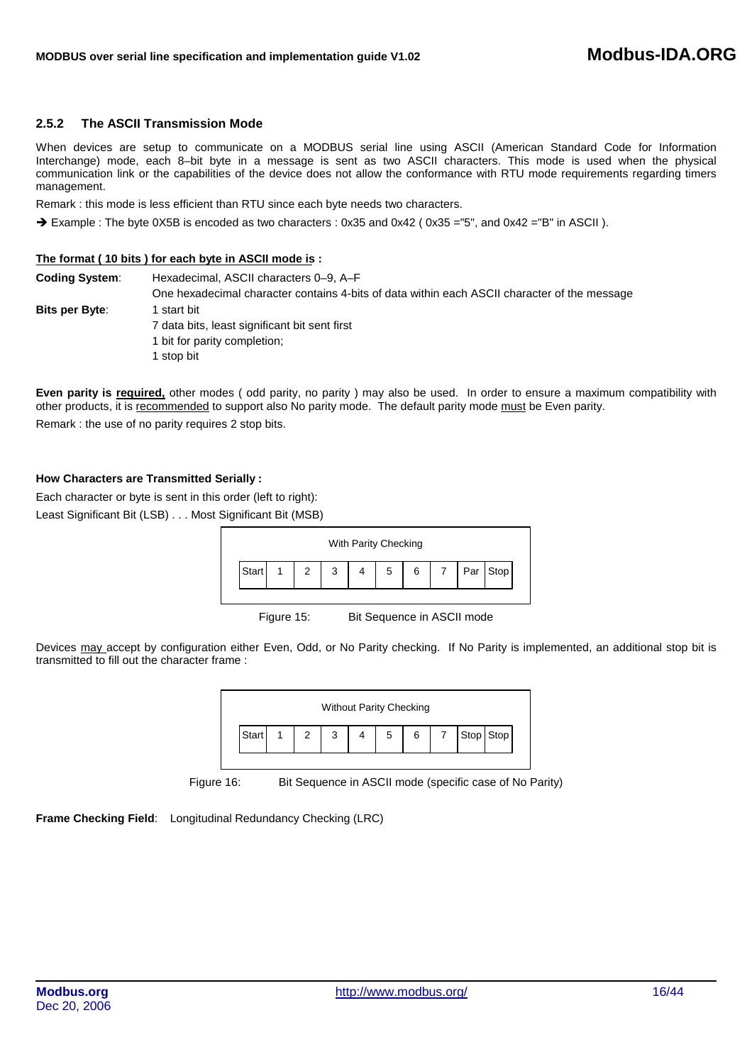### 2.5.2 The ASCII Transmission Mode

When devices are setup to communicate on a MODBUS serial line using ASCII (American Standard Code for Information Interchange) mode, each 8–bit byte in a message is sent as two ASCII characters. This mode is used when the physical communication link or the capabilities of the device does not allow the conformance with RTU mode requirements regarding timers management.

Remark : this mode is less efficient than RTU since each byte needs two characters.

➔ Example : The byte 0X5B is encoded as two characters : 0x35 and 0x42 ( 0x35 ="5", and 0x42 ="B" in ASCII ).

**The format ( 10 bits ) for each byte in ASCII mode is :**

**Coding System**: Hexadecimal, ASCII characters 0–9, A–F
One hexadecimal character contains 4-bits of data within each ASCII character of the message

**Bits per Byte**: 1 start bit
7 data bits, least significant bit sent first
1 bit for parity completion;
1 stop bit

**Even parity is required,** other modes ( odd parity, no parity ) may also be used. In order to ensure a maximum compatibility with other products, it is recommended to support also No parity mode. The default parity mode must be Even parity.

Remark : the use of no parity requires 2 stop bits.

**How Characters are Transmitted Serially :**

Each character or byte is sent in this order (left to right):

Least Significant Bit (LSB) . . . Most Significant Bit (MSB)

With Parity Checking

| Start | 1 | 2 | 3 | 4 | 5 | 6 | 7 | Par | Stop |
|---|---|---|---|---|---|---|---|---|---|

Figure 15: Bit Sequence in ASCII mode

Devices may accept by configuration either Even, Odd, or No Parity checking. If No Parity is implemented, an additional stop bit is transmitted to fill out the character frame :

Without Parity Checking

| Start | 1 | 2 | 3 | 4 | 5 | 6 | 7 | Stop | Stop |
|---|---|---|---|---|---|---|---|---|---|

Figure 16: Bit Sequence in ASCII mode (specific case of No Parity)

**Frame Checking Field**: Longitudinal Redundancy Checking (LRC)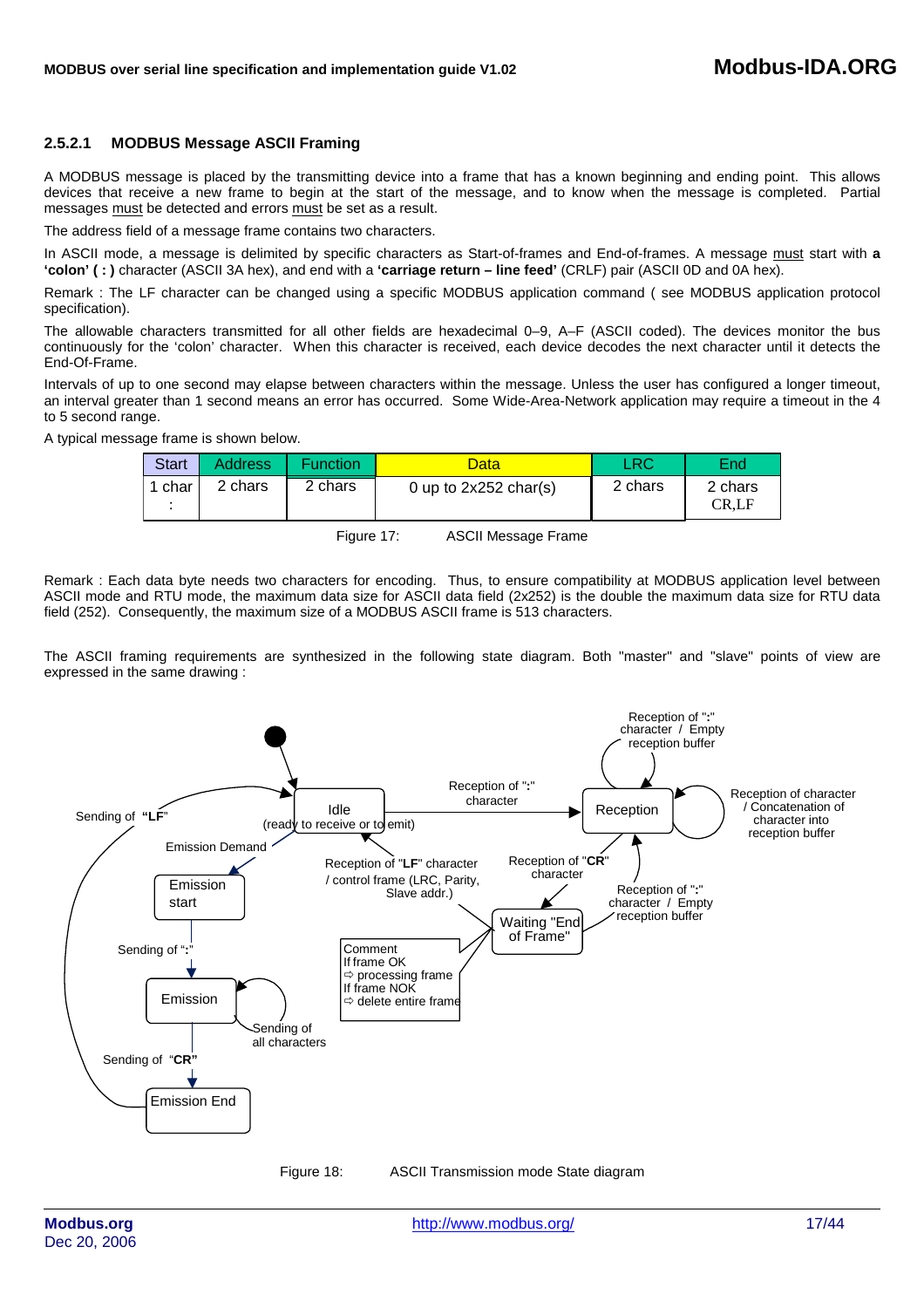#### 2.5.2.1 MODBUS Message ASCII Framing

A MODBUS message is placed by the transmitting device into a frame that has a known beginning and ending point. This allows devices that receive a new frame to begin at the start of the message, and to know when the message is completed. Partial messages must be detected and errors must be set as a result.

The address field of a message frame contains two characters.

In ASCII mode, a message is delimited by specific characters as Start-of-frames and End-of-frames. A message must start with **a 'colon' ( : )** character (ASCII 3A hex), and end with a **'carriage return – line feed'** (CRLF) pair (ASCII 0D and 0A hex).

Remark : The LF character can be changed using a specific MODBUS application command ( see MODBUS application protocol specification).

The allowable characters transmitted for all other fields are hexadecimal 0–9, A–F (ASCII coded). The devices monitor the bus continuously for the 'colon' character. When this character is received, each device decodes the next character until it detects the End-Of-Frame.

Intervals of up to one second may elapse between characters within the message. Unless the user has configured a longer timeout, an interval greater than 1 second means an error has occurred. Some Wide-Area-Network application may require a timeout in the 4 to 5 second range.

A typical message frame is shown below.

| Start | Address | Function | Data | LRC | End |
|---|---|---|---|---|---|
| 1 char : | 2 chars | 2 chars | 0 up to 2x252 char(s) | 2 chars | 2 chars CR,LF |

Figure 17: ASCII Message Frame

Remark : Each data byte needs two characters for encoding. Thus, to ensure compatibility at MODBUS application level between ASCII mode and RTU mode, the maximum data size for ASCII data field (2x252) is the double the maximum data size for RTU data field (252). Consequently, the maximum size of a MODBUS ASCII frame is 513 characters.

The ASCII framing requirements are synthesized in the following state diagram. Both "master" and "slave" points of view are expressed in the same drawing :

Figure 18: ASCII Transmission mode State diagram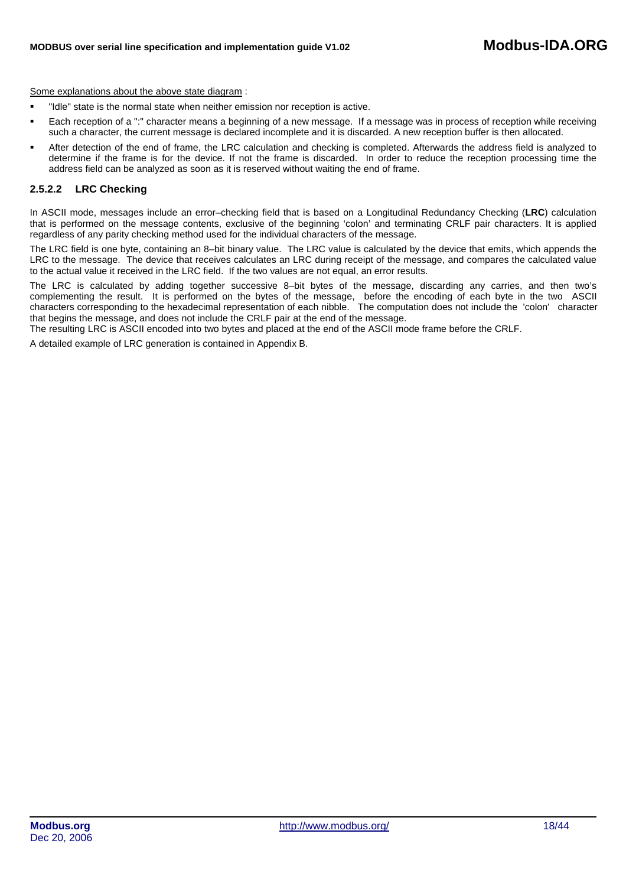<u>Some explanations about the above state diagram</u> :

- "Idle" state is the normal state when neither emission nor reception is active.
- Each reception of a ":" character means a beginning of a new message. If a message was in process of reception while receiving such a character, the current message is declared incomplete and it is discarded. A new reception buffer is then allocated.
- After detection of the end of frame, the LRC calculation and checking is completed. Afterwards the address field is analyzed to determine if the frame is for the device. If not the frame is discarded. In order to reduce the reception processing time the address field can be analyzed as soon as it is reserved without waiting the end of frame.

### 2.5.2.2 LRC Checking

In ASCII mode, messages include an error–checking field that is based on a Longitudinal Redundancy Checking (**LRC**) calculation that is performed on the message contents, exclusive of the beginning 'colon' and terminating CRLF pair characters. It is applied regardless of any parity checking method used for the individual characters of the message.

The LRC field is one byte, containing an 8–bit binary value. The LRC value is calculated by the device that emits, which appends the LRC to the message. The device that receives calculates an LRC during receipt of the message, and compares the calculated value to the actual value it received in the LRC field. If the two values are not equal, an error results.

The LRC is calculated by adding together successive 8–bit bytes of the message, discarding any carries, and then two's complementing the result. It is performed on the bytes of the message, before the encoding of each byte in the two ASCII characters corresponding to the hexadecimal representation of each nibble. The computation does not include the 'colon' character that begins the message, and does not include the CRLF pair at the end of the message.
The resulting LRC is ASCII encoded into two bytes and placed at the end of the ASCII mode frame before the CRLF.

A detailed example of LRC generation is contained in Appendix B.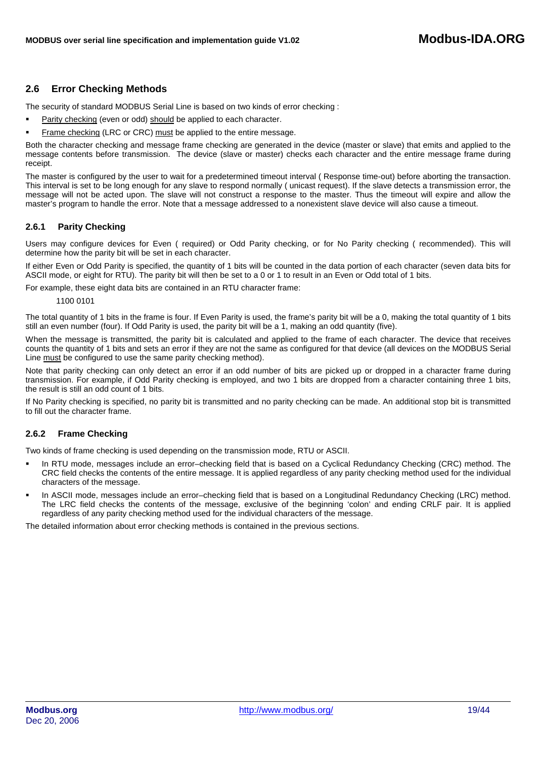## 2.6 Error Checking Methods

The security of standard MODBUS Serial Line is based on two kinds of error checking :

- <u>Parity checking</u> (even or odd) <u>should</u> be applied to each character.
- <u>Frame checking</u> (LRC or CRC) <u>must</u> be applied to the entire message.

Both the character checking and message frame checking are generated in the device (master or slave) that emits and applied to the message contents before transmission. The device (slave or master) checks each character and the entire message frame during receipt.

The master is configured by the user to wait for a predetermined timeout interval ( Response time-out) before aborting the transaction. This interval is set to be long enough for any slave to respond normally ( unicast request). If the slave detects a transmission error, the message will not be acted upon. The slave will not construct a response to the master. Thus the timeout will expire and allow the master's program to handle the error. Note that a message addressed to a nonexistent slave device will also cause a timeout.

### 2.6.1 Parity Checking

Users may configure devices for Even ( required) or Odd Parity checking, or for No Parity checking ( recommended). This will determine how the parity bit will be set in each character.

If either Even or Odd Parity is specified, the quantity of 1 bits will be counted in the data portion of each character (seven data bits for ASCII mode, or eight for RTU). The parity bit will then be set to a 0 or 1 to result in an Even or Odd total of 1 bits.

For example, these eight data bits are contained in an RTU character frame:

1100 0101

The total quantity of 1 bits in the frame is four. If Even Parity is used, the frame's parity bit will be a 0, making the total quantity of 1 bits still an even number (four). If Odd Parity is used, the parity bit will be a 1, making an odd quantity (five).

When the message is transmitted, the parity bit is calculated and applied to the frame of each character. The device that receives counts the quantity of 1 bits and sets an error if they are not the same as configured for that device (all devices on the MODBUS Serial Line <u>must</u> be configured to use the same parity checking method).

Note that parity checking can only detect an error if an odd number of bits are picked up or dropped in a character frame during transmission. For example, if Odd Parity checking is employed, and two 1 bits are dropped from a character containing three 1 bits, the result is still an odd count of 1 bits.

If No Parity checking is specified, no parity bit is transmitted and no parity checking can be made. An additional stop bit is transmitted to fill out the character frame.

### 2.6.2 Frame Checking

Two kinds of frame checking is used depending on the transmission mode, RTU or ASCII.

- In RTU mode, messages include an error–checking field that is based on a Cyclical Redundancy Checking (CRC) method. The CRC field checks the contents of the entire message. It is applied regardless of any parity checking method used for the individual characters of the message.
- In ASCII mode, messages include an error–checking field that is based on a Longitudinal Redundancy Checking (LRC) method. The LRC field checks the contents of the message, exclusive of the beginning 'colon' and ending CRLF pair. It is applied regardless of any parity checking method used for the individual characters of the message.

The detailed information about error checking methods is contained in the previous sections.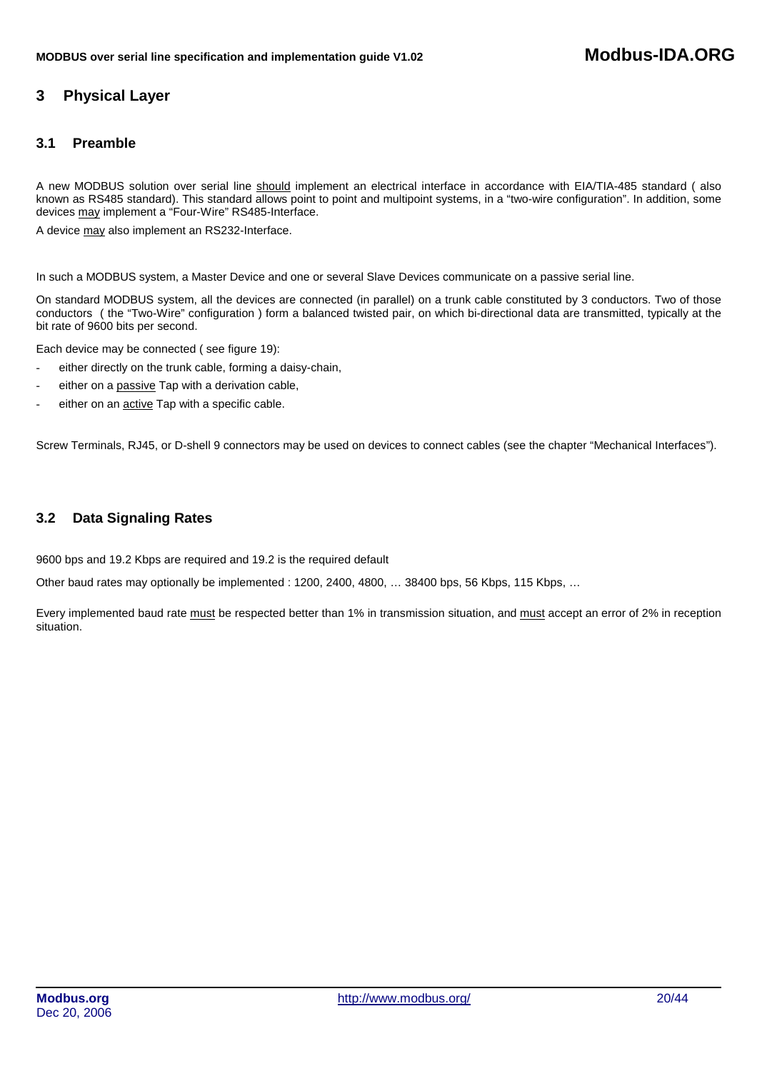# 3 Physical Layer

## 3.1 Preamble

A new MODBUS solution over serial line should implement an electrical interface in accordance with EIA/TIA-485 standard ( also known as RS485 standard). This standard allows point to point and multipoint systems, in a "two-wire configuration". In addition, some devices may implement a "Four-Wire" RS485-Interface.

A device may also implement an RS232-Interface.

In such a MODBUS system, a Master Device and one or several Slave Devices communicate on a passive serial line.

On standard MODBUS system, all the devices are connected (in parallel) on a trunk cable constituted by 3 conductors. Two of those conductors ( the "Two-Wire" configuration ) form a balanced twisted pair, on which bi-directional data are transmitted, typically at the bit rate of 9600 bits per second.

Each device may be connected ( see figure 19):

- either directly on the trunk cable, forming a daisy-chain,
- either on a passive Tap with a derivation cable,
- either on an active Tap with a specific cable.

Screw Terminals, RJ45, or D-shell 9 connectors may be used on devices to connect cables (see the chapter "Mechanical Interfaces").

## 3.2 Data Signaling Rates

9600 bps and 19.2 Kbps are required and 19.2 is the required default

Other baud rates may optionally be implemented : 1200, 2400, 4800, … 38400 bps, 56 Kbps, 115 Kbps, …

Every implemented baud rate must be respected better than 1% in transmission situation, and must accept an error of 2% in reception situation.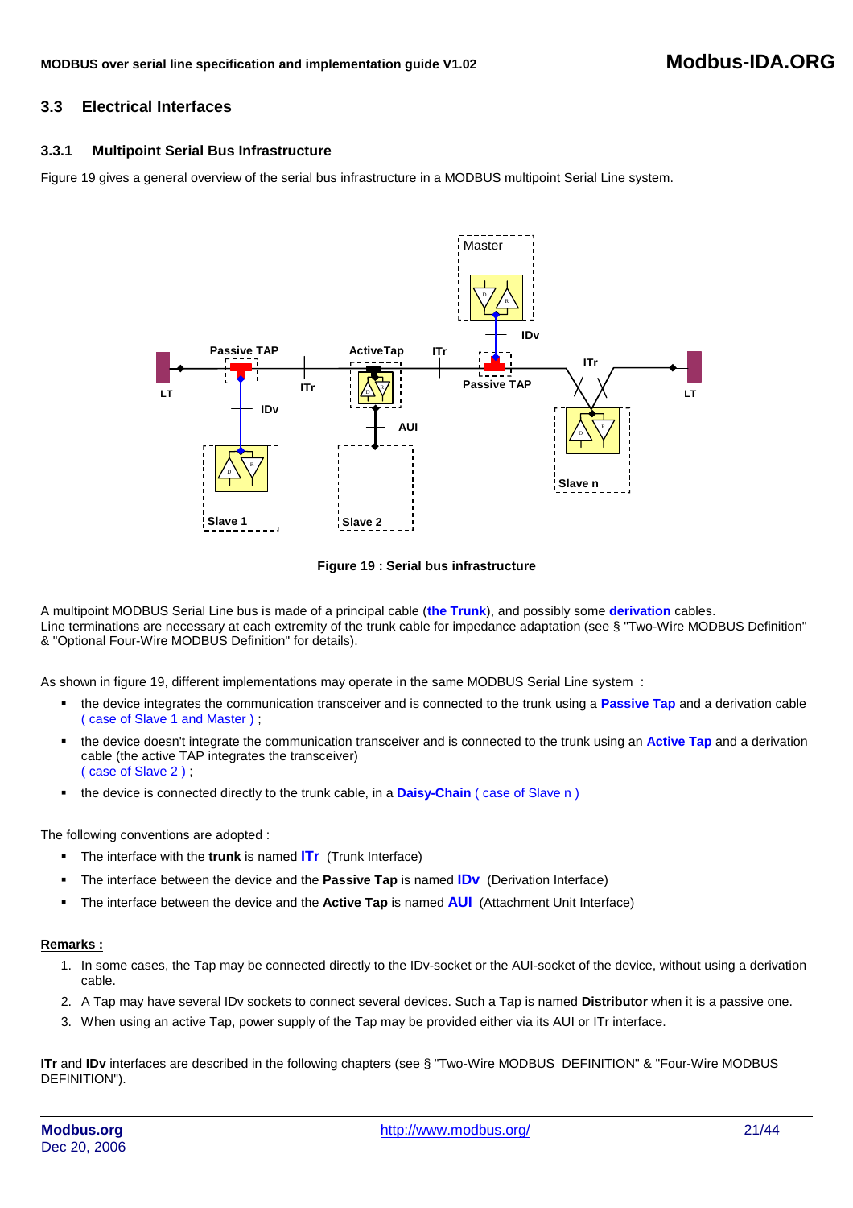## 3.3 Electrical Interfaces

### 3.3.1 Multipoint Serial Bus Infrastructure

Figure 19 gives a general overview of the serial bus infrastructure in a MODBUS multipoint Serial Line system.

**Figure 19 : Serial bus infrastructure**

A multipoint MODBUS Serial Line bus is made of a principal cable (**the Trunk**), and possibly some **derivation** cables.
Line terminations are necessary at each extremity of the trunk cable for impedance adaptation (see § "Two-Wire MODBUS Definition" & "Optional Four-Wire MODBUS Definition" for details).

As shown in figure 19, different implementations may operate in the same MODBUS Serial Line system :

- the device integrates the communication transceiver and is connected to the trunk using a **Passive Tap** and a derivation cable ( case of Slave 1 and Master ) ;
- the device doesn't integrate the communication transceiver and is connected to the trunk using an **Active Tap** and a derivation cable (the active TAP integrates the transceiver) ( case of Slave 2 ) ;
- the device is connected directly to the trunk cable, in a **Daisy-Chain** ( case of Slave n )

The following conventions are adopted :

- The interface with the **trunk** is named **ITr** (Trunk Interface)
- The interface between the device and the **Passive Tap** is named **IDv** (Derivation Interface)
- The interface between the device and the **Active Tap** is named **AUI** (Attachment Unit Interface)

**Remarks :**

1. In some cases, the Tap may be connected directly to the IDv-socket or the AUI-socket of the device, without using a derivation cable.
2. A Tap may have several IDv sockets to connect several devices. Such a Tap is named **Distributor** when it is a passive one.
3. When using an active Tap, power supply of the Tap may be provided either via its AUI or ITr interface.

**ITr** and **IDv** interfaces are described in the following chapters (see § "Two-Wire MODBUS DEFINITION" & "Four-Wire MODBUS DEFINITION").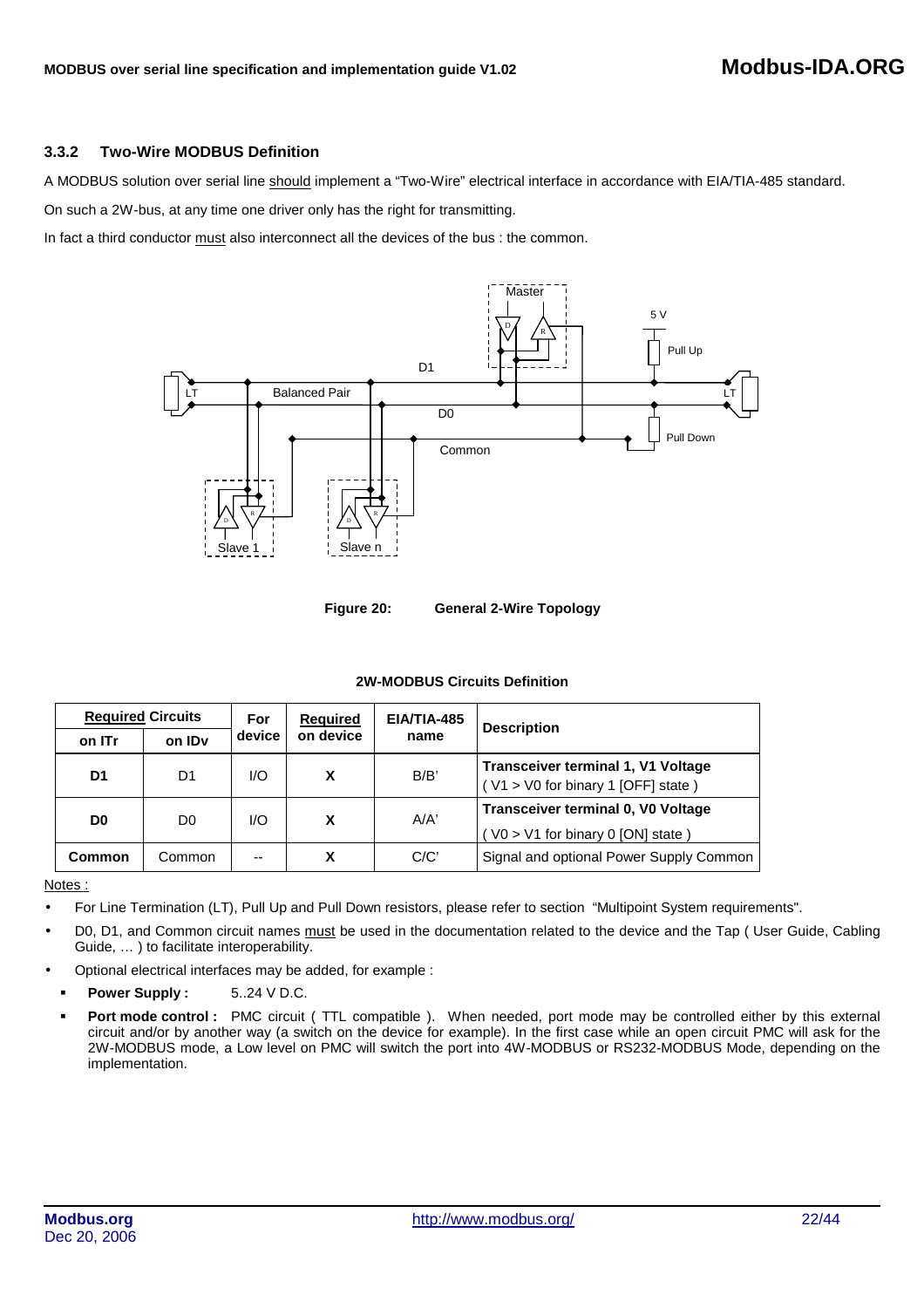### 3.3.2 Two-Wire MODBUS Definition

A MODBUS solution over serial line should implement a "Two-Wire" electrical interface in accordance with EIA/TIA-485 standard.

On such a 2W-bus, at any time one driver only has the right for transmitting.

In fact a third conductor must also interconnect all the devices of the bus : the common.

**Figure 20: General 2-Wire Topology**

**2W-MODBUS Circuits Definition**

| Required Circuits | | For device | Required on device | EIA/TIA-485 name | Description |
|---|---|---|---|---|---|
| **on ITr** | **on IDv** | | | | |
| **D1** | D1 | I/O | **X** | B/B' | **Transceiver terminal 1, V1 Voltage** ( V1 > V0 for binary 1 [OFF] state ) |
| **D0** | D0 | I/O | **X** | A/A' | **Transceiver terminal 0, V0 Voltage** ( V0 > V1 for binary 0 [ON] state ) |
| **Common** | Common | -- | **X** | C/C' | Signal and optional Power Supply Common |

Notes :

- For Line Termination (LT), Pull Up and Pull Down resistors, please refer to section "Multipoint System requirements".
- D0, D1, and Common circuit names must be used in the documentation related to the device and the Tap ( User Guide, Cabling Guide, … ) to facilitate interoperability.
- Optional electrical interfaces may be added, for example :
  - **Power Supply :** 5..24 V D.C.
  - **Port mode control :** PMC circuit ( TTL compatible ). When needed, port mode may be controlled either by this external circuit and/or by another way (a switch on the device for example). In the first case while an open circuit PMC will ask for the 2W-MODBUS mode, a Low level on PMC will switch the port into 4W-MODBUS or RS232-MODBUS Mode, depending on the implementation.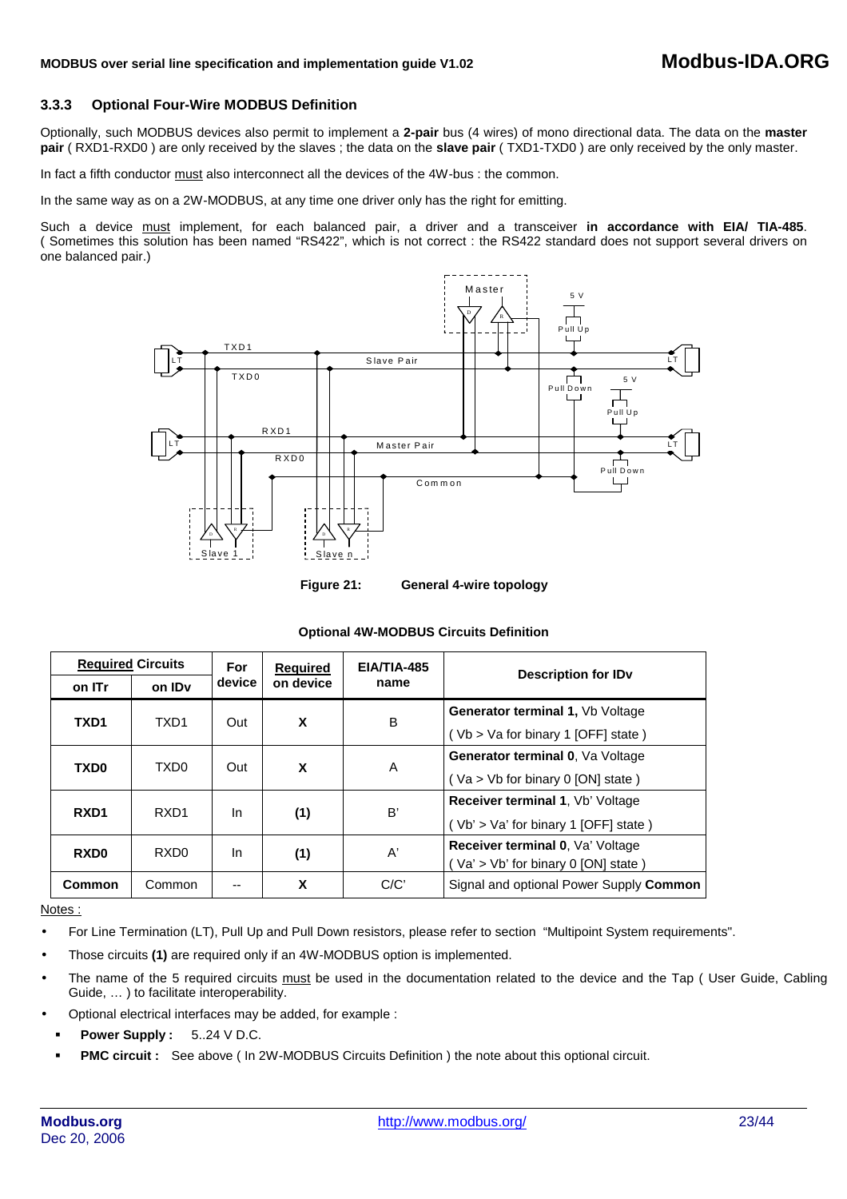### 3.3.3 Optional Four-Wire MODBUS Definition

Optionally, such MODBUS devices also permit to implement a **2-pair** bus (4 wires) of mono directional data. The data on the **master pair** ( RXD1-RXD0 ) are only received by the slaves ; the data on the **slave pair** ( TXD1-TXD0 ) are only received by the only master.

In fact a fifth conductor must also interconnect all the devices of the 4W-bus : the common.

In the same way as on a 2W-MODBUS, at any time one driver only has the right for emitting.

Such a device must implement, for each balanced pair, a driver and a transceiver **in accordance with EIA/ TIA-485**. ( Sometimes this solution has been named "RS422", which is not correct : the RS422 standard does not support several drivers on one balanced pair.)

**Figure 21: General 4-wire topology**

**Optional 4W-MODBUS Circuits Definition**

| Required Circuits | | For device | Required on device | EIA/TIA-485 name | Description for IDv |
|---|---|---|---|---|---|
| **on ITr** | **on IDv** | | | | |
| **TXD1** | TXD1 | Out | **X** | B | **Generator terminal 1,** Vb Voltage ( Vb > Va for binary 1 [OFF] state ) |
| **TXD0** | TXD0 | Out | **X** | A | **Generator terminal 0**, Va Voltage ( Va > Vb for binary 0 [ON] state ) |
| **RXD1** | RXD1 | In | **(1)** | B' | **Receiver terminal 1**, Vb' Voltage ( Vb' > Va' for binary 1 [OFF] state ) |
| **RXD0** | RXD0 | In | **(1)** | A' | **Receiver terminal 0**, Va' Voltage ( Va' > Vb' for binary 0 [ON] state ) |
| **Common** | Common | -- | **X** | C/C' | Signal and optional Power Supply **Common** |

Notes :

- For Line Termination (LT), Pull Up and Pull Down resistors, please refer to section "Multipoint System requirements".
- Those circuits **(1)** are required only if an 4W-MODBUS option is implemented.
- The name of the 5 required circuits must be used in the documentation related to the device and the Tap ( User Guide, Cabling Guide, … ) to facilitate interoperability.
- Optional electrical interfaces may be added, for example :
  - **Power Supply :** 5..24 V D.C.
  - **PMC circuit :** See above ( In 2W-MODBUS Circuits Definition ) the note about this optional circuit.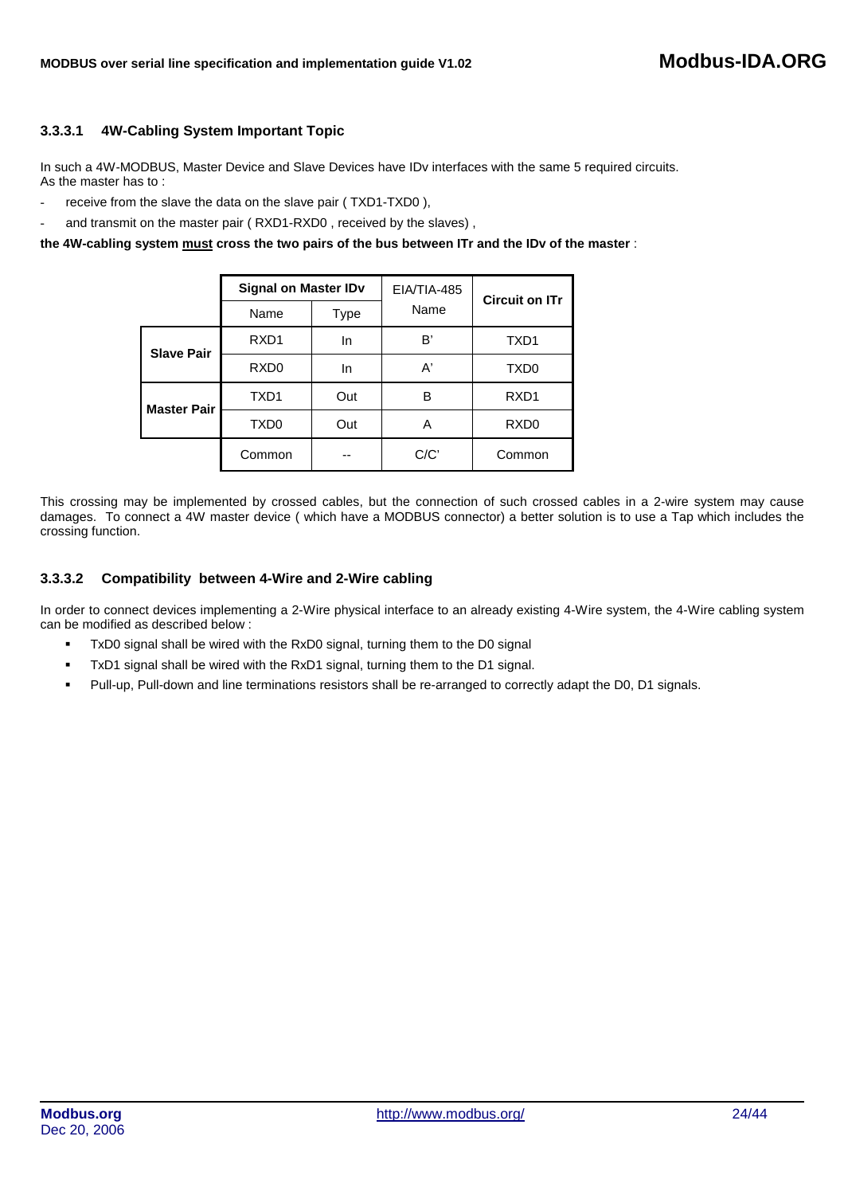#### 3.3.3.1 4W-Cabling System Important Topic

In such a 4W-MODBUS, Master Device and Slave Devices have IDv interfaces with the same 5 required circuits.
As the master has to :

- receive from the slave the data on the slave pair ( TXD1-TXD0 ),
- and transmit on the master pair ( RXD1-RXD0 , received by the slaves) ,

**the 4W-cabling system <u>must</u> cross the two pairs of the bus between ITr and the IDv of the master** :

| | **Signal on Master IDv** | | EIA/TIA-485 | **Circuit on ITr** |
|---|---|---|---|---|
| | Name | Type | Name | |
| **Slave Pair** | RXD1 | In | B' | TXD1 |
| | RXD0 | In | A' | TXD0 |
| **Master Pair** | TXD1 | Out | B | RXD1 |
| | TXD0 | Out | A | RXD0 |
| | Common | -- | C/C' | Common |

This crossing may be implemented by crossed cables, but the connection of such crossed cables in a 2-wire system may cause damages. To connect a 4W master device ( which have a MODBUS connector) a better solution is to use a Tap which includes the crossing function.

#### 3.3.3.2 Compatibility between 4-Wire and 2-Wire cabling

In order to connect devices implementing a 2-Wire physical interface to an already existing 4-Wire system, the 4-Wire cabling system can be modified as described below :

- TxD0 signal shall be wired with the RxD0 signal, turning them to the D0 signal
- TxD1 signal shall be wired with the RxD1 signal, turning them to the D1 signal.
- Pull-up, Pull-down and line terminations resistors shall be re-arranged to correctly adapt the D0, D1 signals.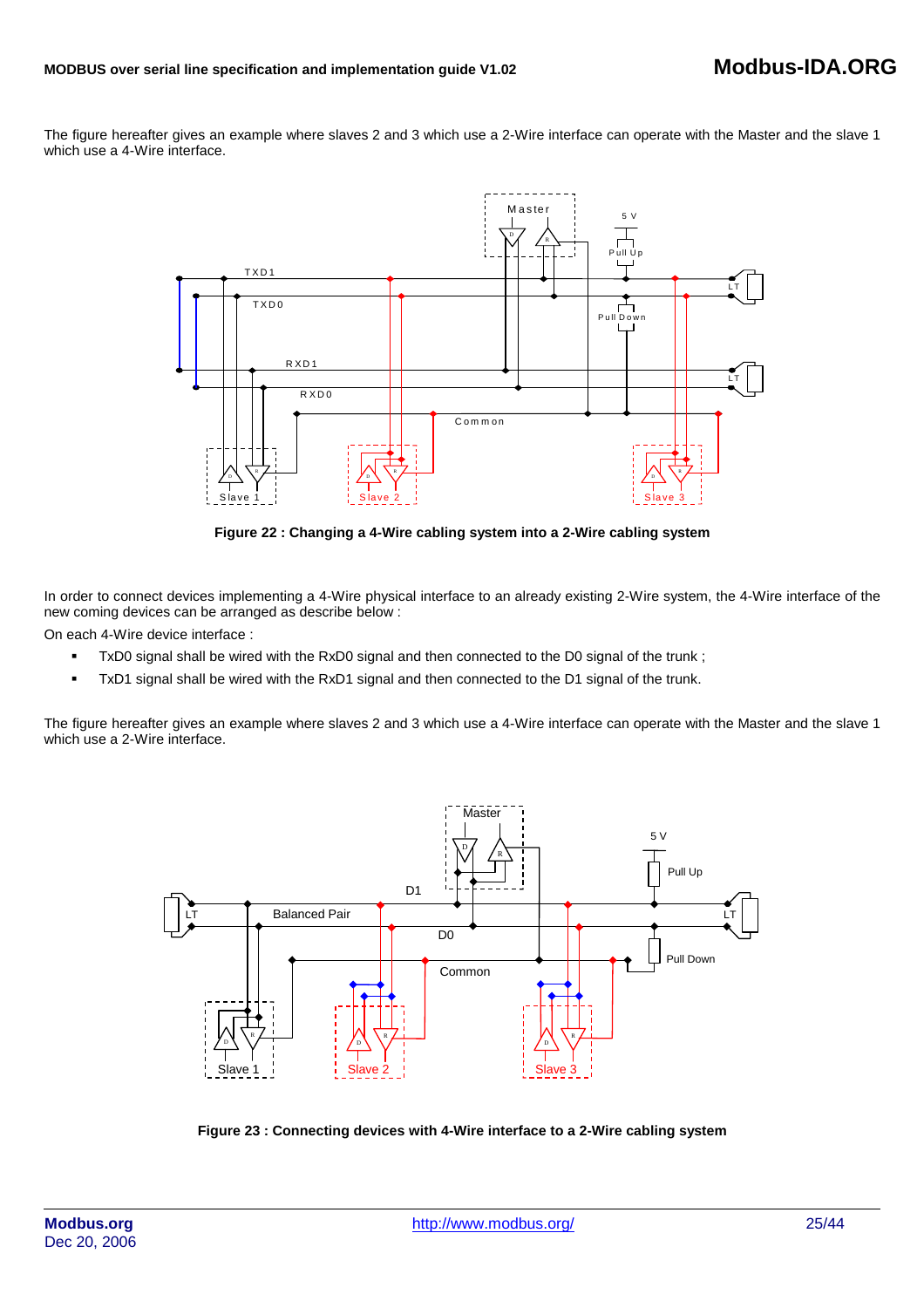The figure hereafter gives an example where slaves 2 and 3 which use a 2-Wire interface can operate with the Master and the slave 1 which use a 4-Wire interface.

**Figure 22 : Changing a 4-Wire cabling system into a 2-Wire cabling system**

In order to connect devices implementing a 4-Wire physical interface to an already existing 2-Wire system, the 4-Wire interface of the new coming devices can be arranged as describe below :

On each 4-Wire device interface :

- TxD0 signal shall be wired with the RxD0 signal and then connected to the D0 signal of the trunk ;
- TxD1 signal shall be wired with the RxD1 signal and then connected to the D1 signal of the trunk.

The figure hereafter gives an example where slaves 2 and 3 which use a 4-Wire interface can operate with the Master and the slave 1 which use a 2-Wire interface.

**Figure 23 : Connecting devices with 4-Wire interface to a 2-Wire cabling system**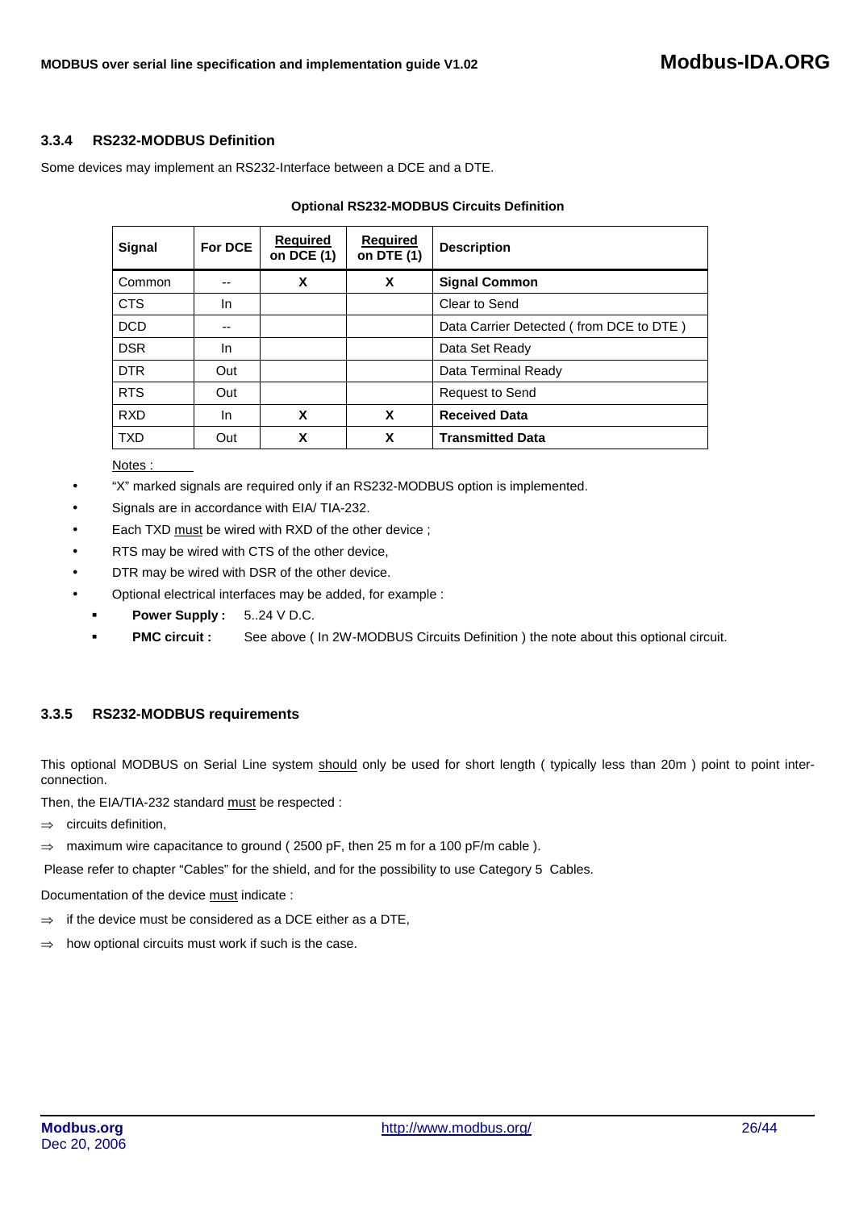### 3.3.4 RS232-MODBUS Definition

Some devices may implement an RS232-Interface between a DCE and a DTE.

**Optional RS232-MODBUS Circuits Definition**

| Signal | For DCE | Required on DCE (1) | Required on DTE (1) | Description |
|---|---|---|---|---|
| Common | -- | X | X | **Signal Common** |
| CTS | In | | | Clear to Send |
| DCD | -- | | | Data Carrier Detected ( from DCE to DTE ) |
| DSR | In | | | Data Set Ready |
| DTR | Out | | | Data Terminal Ready |
| RTS | Out | | | Request to Send |
| RXD | In | X | X | **Received Data** |
| TXD | Out | X | X | **Transmitted Data** |

Notes :

- "X" marked signals are required only if an RS232-MODBUS option is implemented.
- Signals are in accordance with EIA/ TIA-232.
- Each TXD must be wired with RXD of the other device ;
- RTS may be wired with CTS of the other device,
- DTR may be wired with DSR of the other device.
- Optional electrical interfaces may be added, for example :
  - **Power Supply :** 5..24 V D.C.
  - **PMC circuit :** See above ( In 2W-MODBUS Circuits Definition ) the note about this optional circuit.

### 3.3.5 RS232-MODBUS requirements

This optional MODBUS on Serial Line system should only be used for short length ( typically less than 20m ) point to point inter-connection.

Then, the EIA/TIA-232 standard must be respected :

⇒ circuits definition,

⇒ maximum wire capacitance to ground ( 2500 pF, then 25 m for a 100 pF/m cable ).

Please refer to chapter "Cables" for the shield, and for the possibility to use Category 5 Cables.

Documentation of the device must indicate :

⇒ if the device must be considered as a DCE either as a DTE,

⇒ how optional circuits must work if such is the case.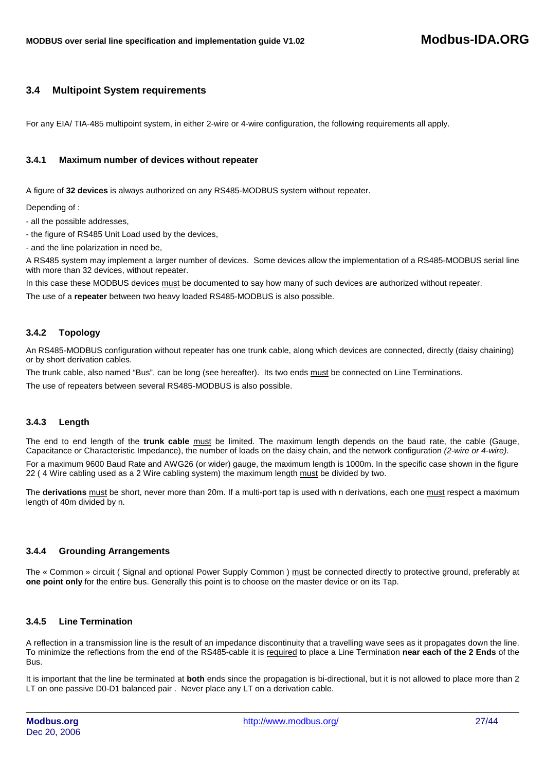## 3.4 Multipoint System requirements

For any EIA/ TIA-485 multipoint system, in either 2-wire or 4-wire configuration, the following requirements all apply.

### 3.4.1 Maximum number of devices without repeater

A figure of **32 devices** is always authorized on any RS485-MODBUS system without repeater.

Depending of :

- all the possible addresses,

- the figure of RS485 Unit Load used by the devices,

- and the line polarization in need be,

A RS485 system may implement a larger number of devices. Some devices allow the implementation of a RS485-MODBUS serial line with more than 32 devices, without repeater.

In this case these MODBUS devices must be documented to say how many of such devices are authorized without repeater.

The use of a **repeater** between two heavy loaded RS485-MODBUS is also possible.

### 3.4.2 Topology

An RS485-MODBUS configuration without repeater has one trunk cable, along which devices are connected, directly (daisy chaining) or by short derivation cables.

The trunk cable, also named "Bus", can be long (see hereafter). Its two ends must be connected on Line Terminations.

The use of repeaters between several RS485-MODBUS is also possible.

### 3.4.3 Length

The end to end length of the **trunk cable** must be limited. The maximum length depends on the baud rate, the cable (Gauge, Capacitance or Characteristic Impedance), the number of loads on the daisy chain, and the network configuration *(2-wire or 4-wire)*.

For a maximum 9600 Baud Rate and AWG26 (or wider) gauge, the maximum length is 1000m. In the specific case shown in the figure 22 ( 4 Wire cabling used as a 2 Wire cabling system) the maximum length must be divided by two.

The **derivations** must be short, never more than 20m. If a multi-port tap is used with n derivations, each one must respect a maximum length of 40m divided by n.

### 3.4.4 Grounding Arrangements

The « Common » circuit ( Signal and optional Power Supply Common ) must be connected directly to protective ground, preferably at **one point only** for the entire bus. Generally this point is to choose on the master device or on its Tap.

### 3.4.5 Line Termination

A reflection in a transmission line is the result of an impedance discontinuity that a travelling wave sees as it propagates down the line. To minimize the reflections from the end of the RS485-cable it is required to place a Line Termination **near each of the 2 Ends** of the Bus.

It is important that the line be terminated at **both** ends since the propagation is bi-directional, but it is not allowed to place more than 2 LT on one passive D0-D1 balanced pair . Never place any LT on a derivation cable.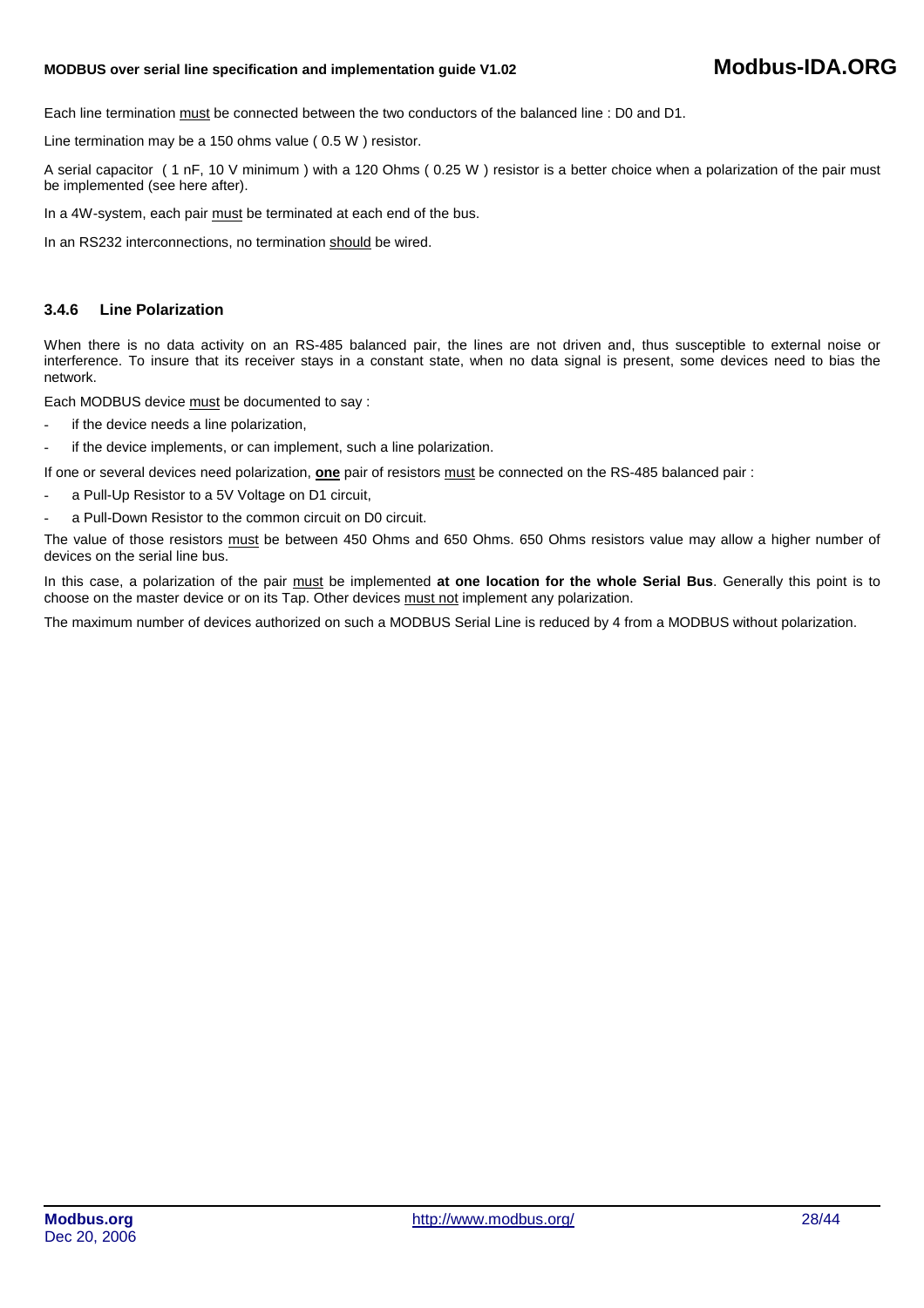Each line termination must be connected between the two conductors of the balanced line : D0 and D1.

Line termination may be a 150 ohms value ( 0.5 W ) resistor.

A serial capacitor ( 1 nF, 10 V minimum ) with a 120 Ohms ( 0.25 W ) resistor is a better choice when a polarization of the pair must be implemented (see here after).

In a 4W-system, each pair must be terminated at each end of the bus.

In an RS232 interconnections, no termination should be wired.

### 3.4.6 Line Polarization

When there is no data activity on an RS-485 balanced pair, the lines are not driven and, thus susceptible to external noise or interference. To insure that its receiver stays in a constant state, when no data signal is present, some devices need to bias the network.

Each MODBUS device must be documented to say :

- if the device needs a line polarization,
- if the device implements, or can implement, such a line polarization.

If one or several devices need polarization, **one** pair of resistors must be connected on the RS-485 balanced pair :

- a Pull-Up Resistor to a 5V Voltage on D1 circuit,
- a Pull-Down Resistor to the common circuit on D0 circuit.

The value of those resistors must be between 450 Ohms and 650 Ohms. 650 Ohms resistors value may allow a higher number of devices on the serial line bus.

In this case, a polarization of the pair must be implemented **at one location for the whole Serial Bus**. Generally this point is to choose on the master device or on its Tap. Other devices must not implement any polarization.

The maximum number of devices authorized on such a MODBUS Serial Line is reduced by 4 from a MODBUS without polarization.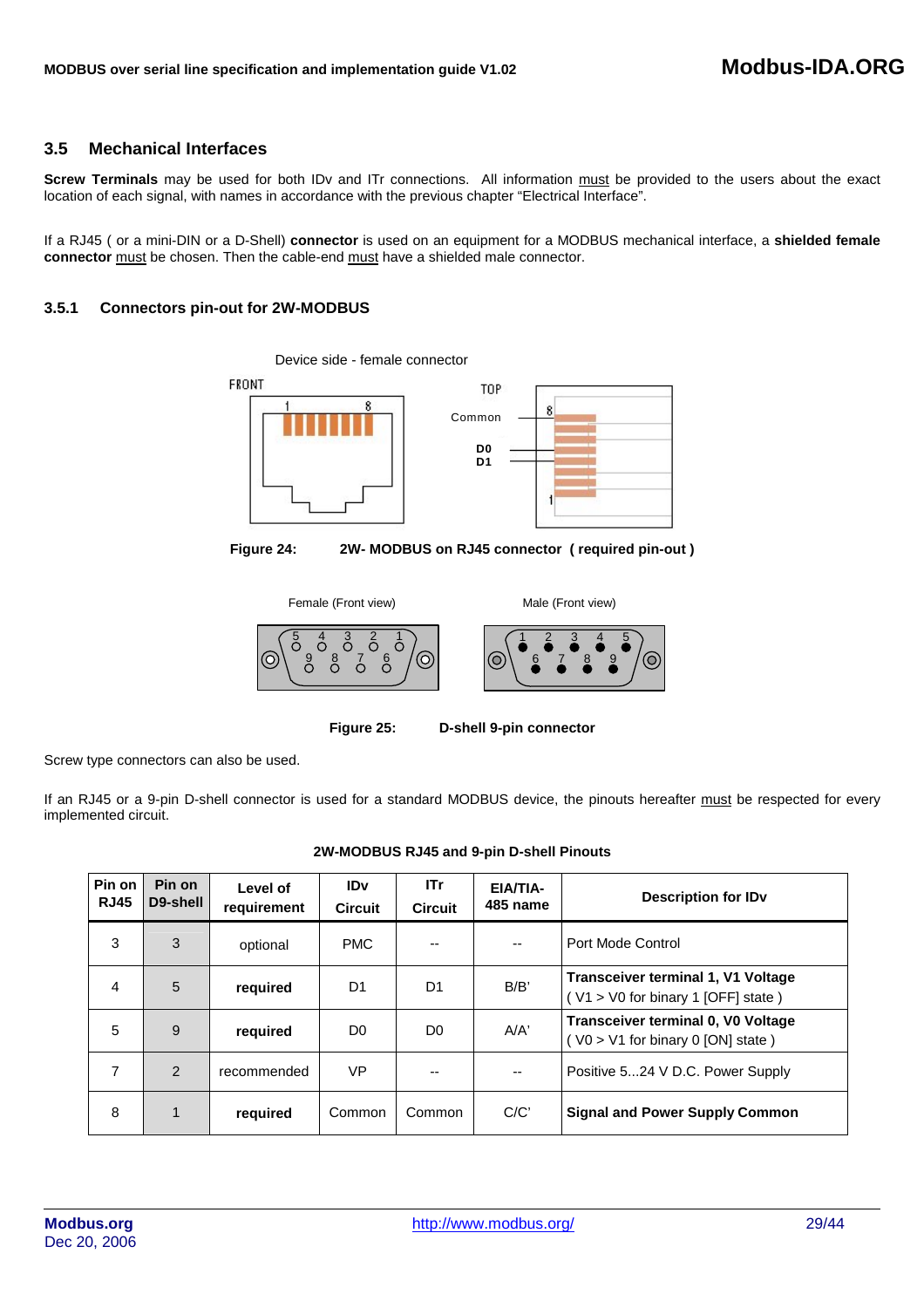## 3.5 Mechanical Interfaces

**Screw Terminals** may be used for both IDv and ITr connections. All information must be provided to the users about the exact location of each signal, with names in accordance with the previous chapter "Electrical Interface".

If a RJ45 ( or a mini-DIN or a D-Shell) **connector** is used on an equipment for a MODBUS mechanical interface, a **shielded female connector** must be chosen. Then the cable-end must have a shielded male connector.

### 3.5.1 Connectors pin-out for 2W-MODBUS

Device side - female connector

FRONT

TOP

Common

D0

D1

**Figure 24: 2W- MODBUS on RJ45 connector ( required pin-out )**

Female (Front view)

Male (Front view)

**Figure 25: D-shell 9-pin connector**

Screw type connectors can also be used.

If an RJ45 or a 9-pin D-shell connector is used for a standard MODBUS device, the pinouts hereafter must be respected for every implemented circuit.

**2W-MODBUS RJ45 and 9-pin D-shell Pinouts**

| Pin on RJ45 | Pin on D9-shell | Level of requirement | IDv Circuit | ITr Circuit | EIA/TIA-485 name | Description for IDv |
|---|---|---|---|---|---|---|
| 3 | 3 | optional | PMC | -- | -- | Port Mode Control |
| 4 | 5 | **required** | D1 | D1 | B/B' | **Transceiver terminal 1, V1 Voltage** ( V1 > V0 for binary 1 [OFF] state ) |
| 5 | 9 | **required** | D0 | D0 | A/A' | **Transceiver terminal 0, V0 Voltage** ( V0 > V1 for binary 0 [ON] state ) |
| 7 | 2 | recommended | VP | -- | -- | Positive 5...24 V D.C. Power Supply |
| 8 | 1 | **required** | Common | Common | C/C' | **Signal and Power Supply Common** |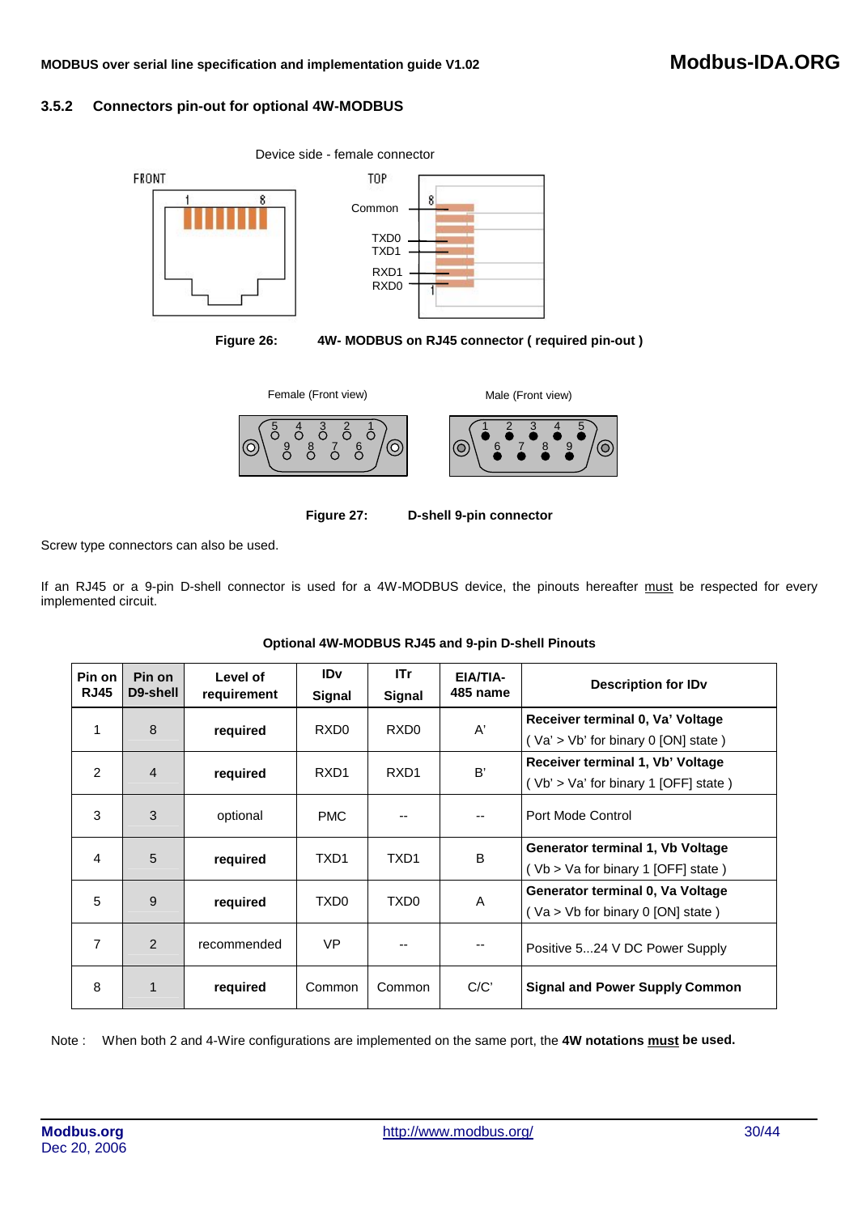### 3.5.2 Connectors pin-out for optional 4W-MODBUS

Figure 26: 4W- MODBUS on RJ45 connector ( required pin-out )

Figure 27: D-shell 9-pin connector

Screw type connectors can also be used.

If an RJ45 or a 9-pin D-shell connector is used for a 4W-MODBUS device, the pinouts hereafter must be respected for every implemented circuit.

**Optional 4W-MODBUS RJ45 and 9-pin D-shell Pinouts**

| Pin on RJ45 | Pin on D9-shell | Level of requirement | IDv Signal | ITr Signal | EIA/TIA-485 name | Description for IDv |
|---|---|---|---|---|---|---|
| 1 | 8 | **required** | RXD0 | RXD0 | A' | **Receiver terminal 0, Va' Voltage** ( Va' > Vb' for binary 0 [ON] state ) |
| 2 | 4 | **required** | RXD1 | RXD1 | B' | **Receiver terminal 1, Vb' Voltage** ( Vb' > Va' for binary 1 [OFF] state ) |
| 3 | 3 | optional | PMC | -- | -- | Port Mode Control |
| 4 | 5 | **required** | TXD1 | TXD1 | B | **Generator terminal 1, Vb Voltage** ( Vb > Va for binary 1 [OFF] state ) |
| 5 | 9 | **required** | TXD0 | TXD0 | A | **Generator terminal 0, Va Voltage** ( Va > Vb for binary 0 [ON] state ) |
| 7 | 2 | recommended | VP | -- | -- | Positive 5...24 V DC Power Supply |
| 8 | 1 | **required** | Common | Common | C/C' | **Signal and Power Supply Common** |

Note : When both 2 and 4-Wire configurations are implemented on the same port, the **4W notations must be used.**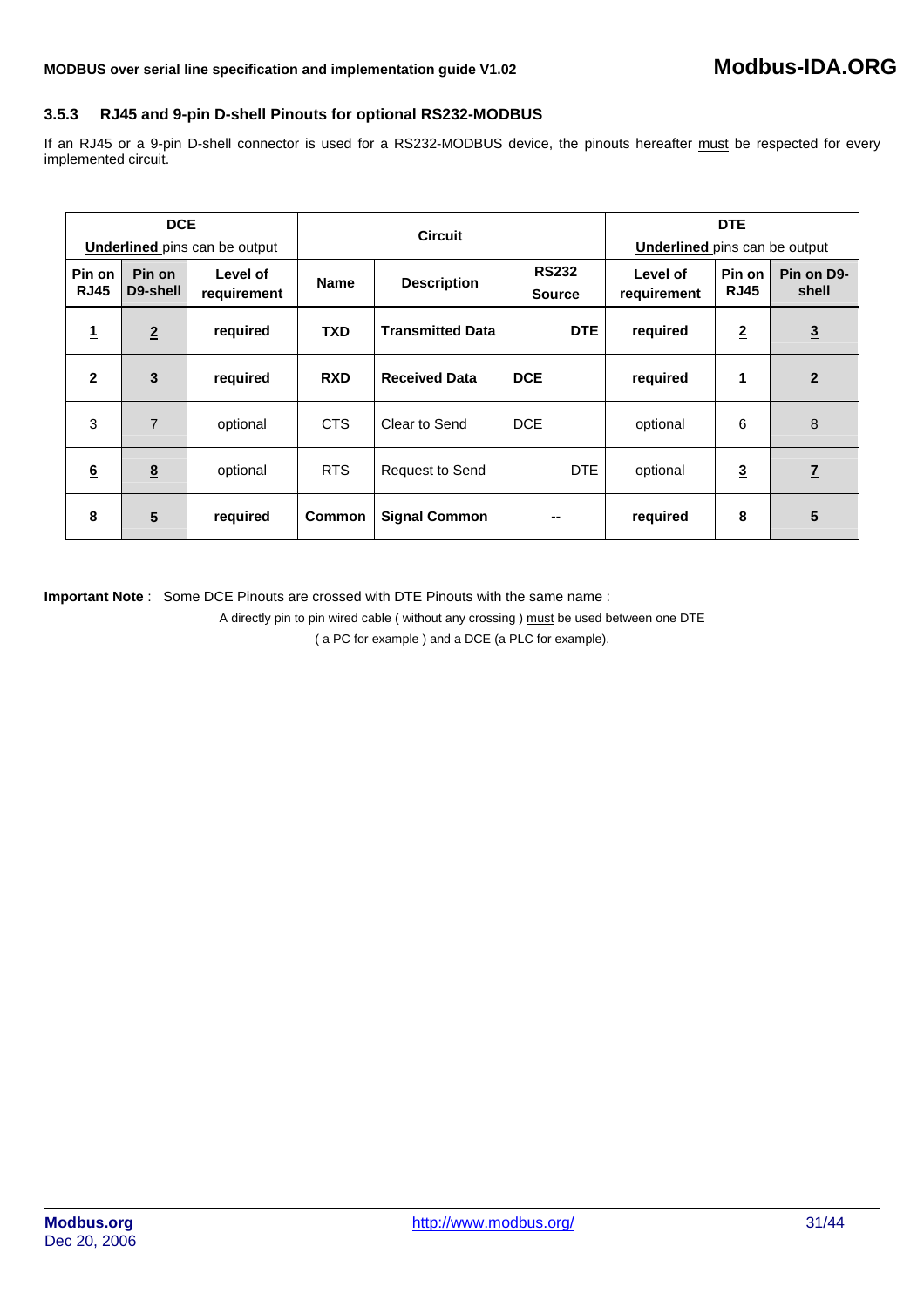### 3.5.3 RJ45 and 9-pin D-shell Pinouts for optional RS232-MODBUS

If an RJ45 or a 9-pin D-shell connector is used for a RS232-MODBUS device, the pinouts hereafter must be respected for every implemented circuit.

| DCE<br>**Underlined** pins can be output | | | Circuit | | | DTE<br>**Underlined** pins can be output | | |
|---|---|---|---|---|---|---|---|---|
| **Pin on RJ45** | **Pin on D9-shell** | **Level of requirement** | **Name** | **Description** | **RS232 Source** | **Level of requirement** | **Pin on RJ45** | **Pin on D9-shell** |
| **1** | **2** | **required** | **TXD** | **Transmitted Data** | **DTE** | **required** | **2** | **3** |
| **2** | **3** | **required** | **RXD** | **Received Data** | **DCE** | **required** | **1** | **2** |
| 3 | 7 | optional | CTS | Clear to Send | DCE | optional | 6 | 8 |
| 6 | 8 | optional | RTS | Request to Send | DTE | optional | 3 | 7 |
| **8** | **5** | **required** | **Common** | **Signal Common** | **--** | **required** | **8** | **5** |

**Important Note** : Some DCE Pinouts are crossed with DTE Pinouts with the same name :

A directly pin to pin wired cable ( without any crossing ) must be used between one DTE ( a PC for example ) and a DCE (a PLC for example).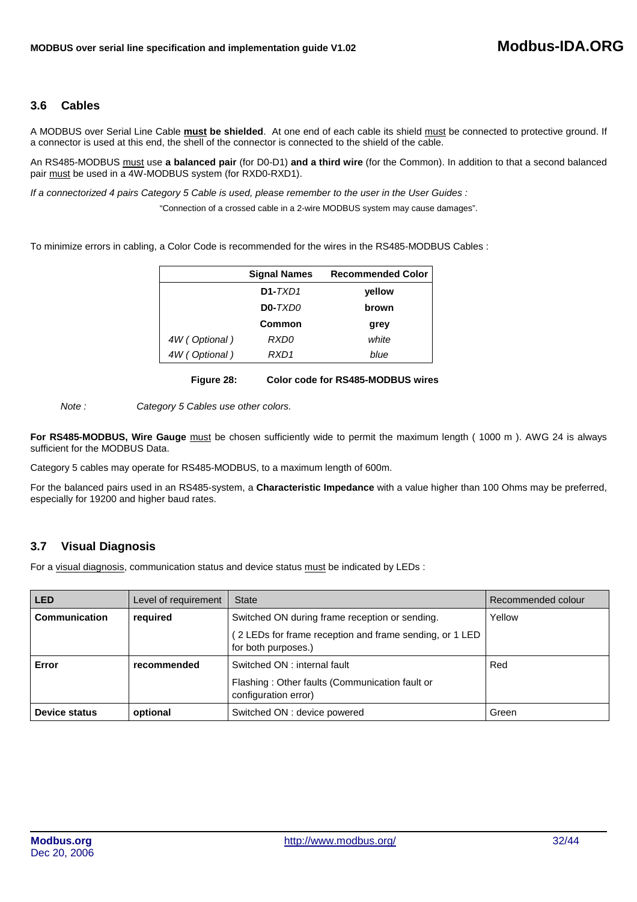## 3.6 Cables

A MODBUS over Serial Line Cable **must be shielded**. At one end of each cable its shield must be connected to protective ground. If a connector is used at this end, the shell of the connector is connected to the shield of the cable.

An RS485-MODBUS must use **a balanced pair** (for D0-D1) **and a third wire** (for the Common). In addition to that a second balanced pair must be used in a 4W-MODBUS system (for RXD0-RXD1).

*If a connectorized 4 pairs Category 5 Cable is used, please remember to the user in the User Guides :*

"Connection of a crossed cable in a 2-wire MODBUS system may cause damages".

To minimize errors in cabling, a Color Code is recommended for the wires in the RS485-MODBUS Cables :

| | Signal Names | Recommended Color |
|---|---|---|
| | **D1**-*TXD1* | **yellow** |
| | **D0**-*TXD0* | **brown** |
| | **Common** | **grey** |
| *4W ( Optional )* | *RXD0* | *white* |
| *4W ( Optional )* | *RXD1* | *blue* |

**Figure 28: Color code for RS485-MODBUS wires**

*Note : Category 5 Cables use other colors.*

**For RS485-MODBUS, Wire Gauge** must be chosen sufficiently wide to permit the maximum length ( 1000 m ). AWG 24 is always sufficient for the MODBUS Data.

Category 5 cables may operate for RS485-MODBUS, to a maximum length of 600m.

For the balanced pairs used in an RS485-system, a **Characteristic Impedance** with a value higher than 100 Ohms may be preferred, especially for 19200 and higher baud rates.

## 3.7 Visual Diagnosis

For a visual diagnosis, communication status and device status must be indicated by LEDs :

| LED | Level of requirement | State | Recommended colour |
|---|---|---|---|
| **Communication** | **required** | Switched ON during frame reception or sending.<br>( 2 LEDs for frame reception and frame sending, or 1 LED for both purposes.) | Yellow |
| **Error** | **recommended** | Switched ON : internal fault<br>Flashing : Other faults (Communication fault or configuration error) | Red |
| **Device status** | **optional** | Switched ON : device powered | Green |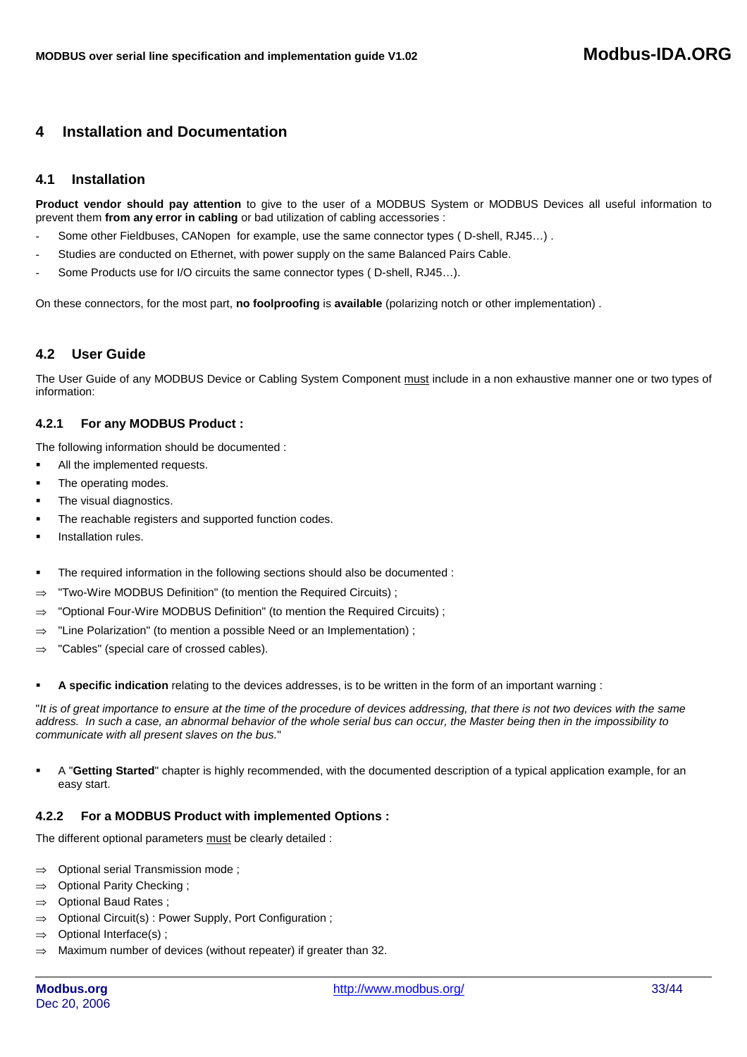# 4 Installation and Documentation

## 4.1 Installation

**Product vendor should pay attention** to give to the user of a MODBUS System or MODBUS Devices all useful information to prevent them **from any error in cabling** or bad utilization of cabling accessories :

- Some other Fieldbuses, CANopen for example, use the same connector types ( D-shell, RJ45…) .
- Studies are conducted on Ethernet, with power supply on the same Balanced Pairs Cable.
- Some Products use for I/O circuits the same connector types ( D-shell, RJ45…).

On these connectors, for the most part, **no foolproofing** is **available** (polarizing notch or other implementation) .

## 4.2 User Guide

The User Guide of any MODBUS Device or Cabling System Component <u>must</u> include in a non exhaustive manner one or two types of information:

### 4.2.1 For any MODBUS Product :

The following information should be documented :

- All the implemented requests.
- The operating modes.
- The visual diagnostics.
- The reachable registers and supported function codes.
- Installation rules.

- The required information in the following sections should also be documented :

⇒ "Two-Wire MODBUS Definition" (to mention the Required Circuits) ;
⇒ "Optional Four-Wire MODBUS Definition" (to mention the Required Circuits) ;
⇒ "Line Polarization" (to mention a possible Need or an Implementation) ;
⇒ "Cables" (special care of crossed cables).

- **A specific indication** relating to the devices addresses, is to be written in the form of an important warning :

"*It is of great importance to ensure at the time of the procedure of devices addressing, that there is not two devices with the same address. In such a case, an abnormal behavior of the whole serial bus can occur, the Master being then in the impossibility to communicate with all present slaves on the bus.*"

- A "**Getting Started**" chapter is highly recommended, with the documented description of a typical application example, for an easy start.

### 4.2.2 For a MODBUS Product with implemented Options :

The different optional parameters <u>must</u> be clearly detailed :

⇒ Optional serial Transmission mode ;
⇒ Optional Parity Checking ;
⇒ Optional Baud Rates ;
⇒ Optional Circuit(s) : Power Supply, Port Configuration ;
⇒ Optional Interface(s) ;
⇒ Maximum number of devices (without repeater) if greater than 32.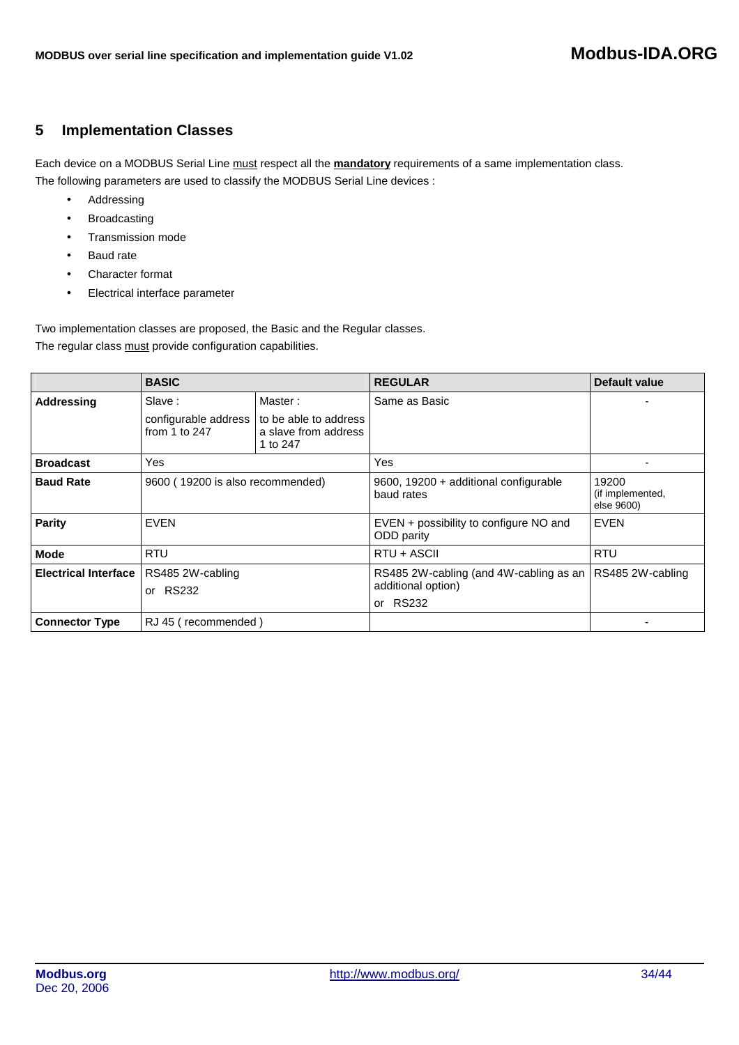## 5 Implementation Classes

Each device on a MODBUS Serial Line must respect all the **mandatory** requirements of a same implementation class.

The following parameters are used to classify the MODBUS Serial Line devices :

- Addressing
- Broadcasting
- Transmission mode
- Baud rate
- Character format
- Electrical interface parameter

Two implementation classes are proposed, the Basic and the Regular classes.

The regular class must provide configuration capabilities.

| | **BASIC** | | **REGULAR** | **Default value** |
|---|---|---|---|---|
| **Addressing** | Slave : configurable address from 1 to 247 | Master : to be able to address a slave from address 1 to 247 | Same as Basic | - |
| **Broadcast** | Yes | | Yes | - |
| **Baud Rate** | 9600 ( 19200 is also recommended) | | 9600, 19200 + additional configurable baud rates | 19200 (if implemented, else 9600) |
| **Parity** | EVEN | | EVEN + possibility to configure NO and ODD parity | EVEN |
| **Mode** | RTU | | RTU + ASCII | RTU |
| **Electrical Interface** | RS485 2W-cabling or RS232 | | RS485 2W-cabling (and 4W-cabling as an additional option) or RS232 | RS485 2W-cabling |
| **Connector Type** | RJ 45 ( recommended ) | | | - |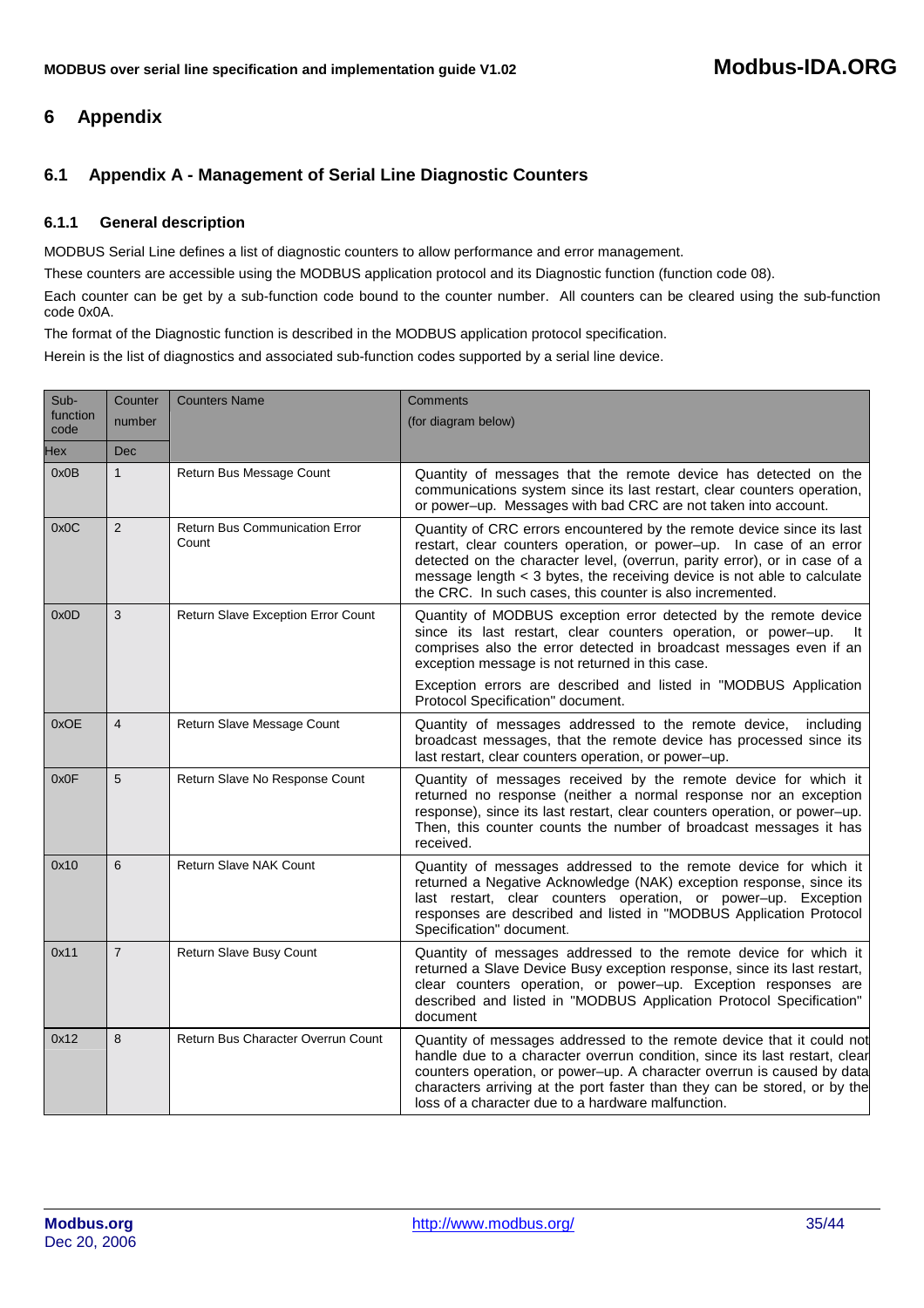# 6 Appendix

## 6.1 Appendix A - Management of Serial Line Diagnostic Counters

### 6.1.1 General description

MODBUS Serial Line defines a list of diagnostic counters to allow performance and error management.

These counters are accessible using the MODBUS application protocol and its Diagnostic function (function code 08).

Each counter can be get by a sub-function code bound to the counter number. All counters can be cleared using the sub-function code 0x0A.

The format of the Diagnostic function is described in the MODBUS application protocol specification.

Herein is the list of diagnostics and associated sub-function codes supported by a serial line device.

| Sub-function code | Counter number | Counters Name | Comments (for diagram below) |
|---|---|---|---|
| Hex | Dec | | |
| 0x0B | 1 | Return Bus Message Count | Quantity of messages that the remote device has detected on the communications system since its last restart, clear counters operation, or power–up. Messages with bad CRC are not taken into account. |
| 0x0C | 2 | Return Bus Communication Error Count | Quantity of CRC errors encountered by the remote device since its last restart, clear counters operation, or power–up. In case of an error detected on the character level, (overrun, parity error), or in case of a message length < 3 bytes, the receiving device is not able to calculate the CRC. In such cases, this counter is also incremented. |
| 0x0D | 3 | Return Slave Exception Error Count | Quantity of MODBUS exception error detected by the remote device since its last restart, clear counters operation, or power–up. It comprises also the error detected in broadcast messages even if an exception message is not returned in this case.<br>Exception errors are described and listed in "MODBUS Application Protocol Specification" document. |
| 0xOE | 4 | Return Slave Message Count | Quantity of messages addressed to the remote device, including broadcast messages, that the remote device has processed since its last restart, clear counters operation, or power–up. |
| 0x0F | 5 | Return Slave No Response Count | Quantity of messages received by the remote device for which it returned no response (neither a normal response nor an exception response), since its last restart, clear counters operation, or power–up. Then, this counter counts the number of broadcast messages it has received. |
| 0x10 | 6 | Return Slave NAK Count | Quantity of messages addressed to the remote device for which it returned a Negative Acknowledge (NAK) exception response, since its last restart, clear counters operation, or power–up. Exception responses are described and listed in "MODBUS Application Protocol Specification" document. |
| 0x11 | 7 | Return Slave Busy Count | Quantity of messages addressed to the remote device for which it returned a Slave Device Busy exception response, since its last restart, clear counters operation, or power–up. Exception responses are described and listed in "MODBUS Application Protocol Specification" document |
| 0x12 | 8 | Return Bus Character Overrun Count | Quantity of messages addressed to the remote device that it could not handle due to a character overrun condition, since its last restart, clear counters operation, or power–up. A character overrun is caused by data characters arriving at the port faster than they can be stored, or by the loss of a character due to a hardware malfunction. |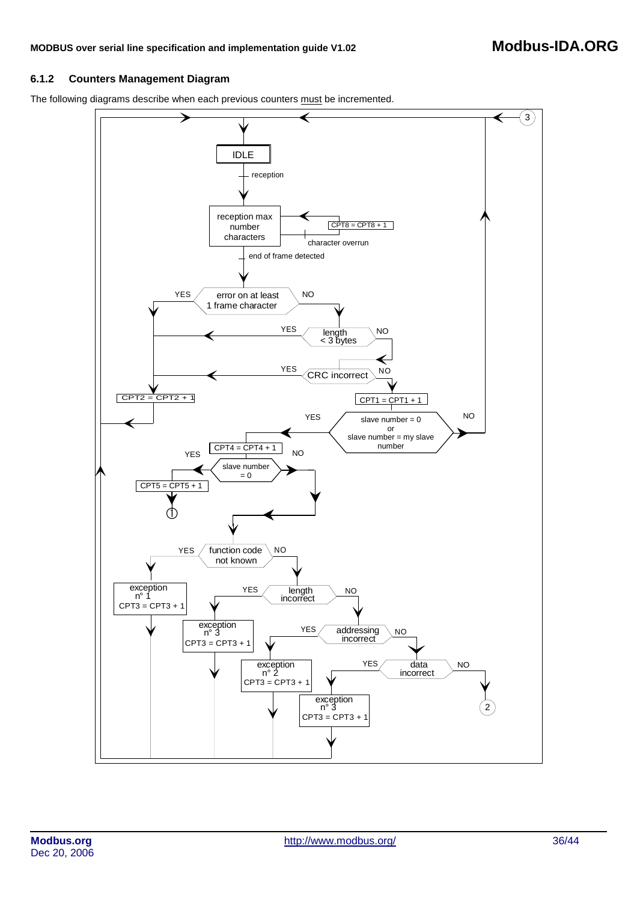### 6.1.2 Counters Management Diagram

The following diagrams describe when each previous counters must be incremented.

IDLE

reception

reception max number characters

CPT8 = CPT8 + 1

character overrun

end of frame detected

YES — error on at least 1 frame character — NO

YES — length < 3 bytes — NO

YES — CRC incorrect — NO

CPT2 = CPT2 + 1

CPT1 = CPT1 + 1

YES — slave number = 0 or slave number = my slave number — NO

CPT4 = CPT4 + 1

YES — slave number = 0 — NO

CPT5 = CPT5 + 1

1

YES — function code not known — NO

exception n° 1
CPT3 = CPT3 + 1

YES — length incorrect — NO

exception n° 3
CPT3 = CPT3 + 1

YES — addressing incorrect — NO

exception n° 2
CPT3 = CPT3 + 1

YES — data incorrect — NO

exception n° 3
CPT3 = CPT3 + 1

2

3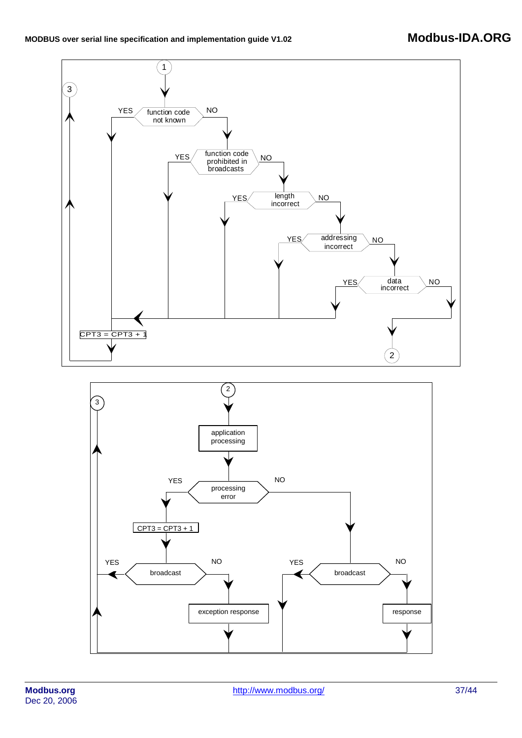1

3

YES function code not known NO

YES function code prohibited in broadcasts NO

YES length incorrect NO

YES addressing incorrect NO

YES data incorrect NO

CPT3 = CPT3 + 1

2

2

3

application processing

YES processing error NO

CPT3 = CPT3 + 1

YES broadcast NO

YES broadcast NO

exception response

response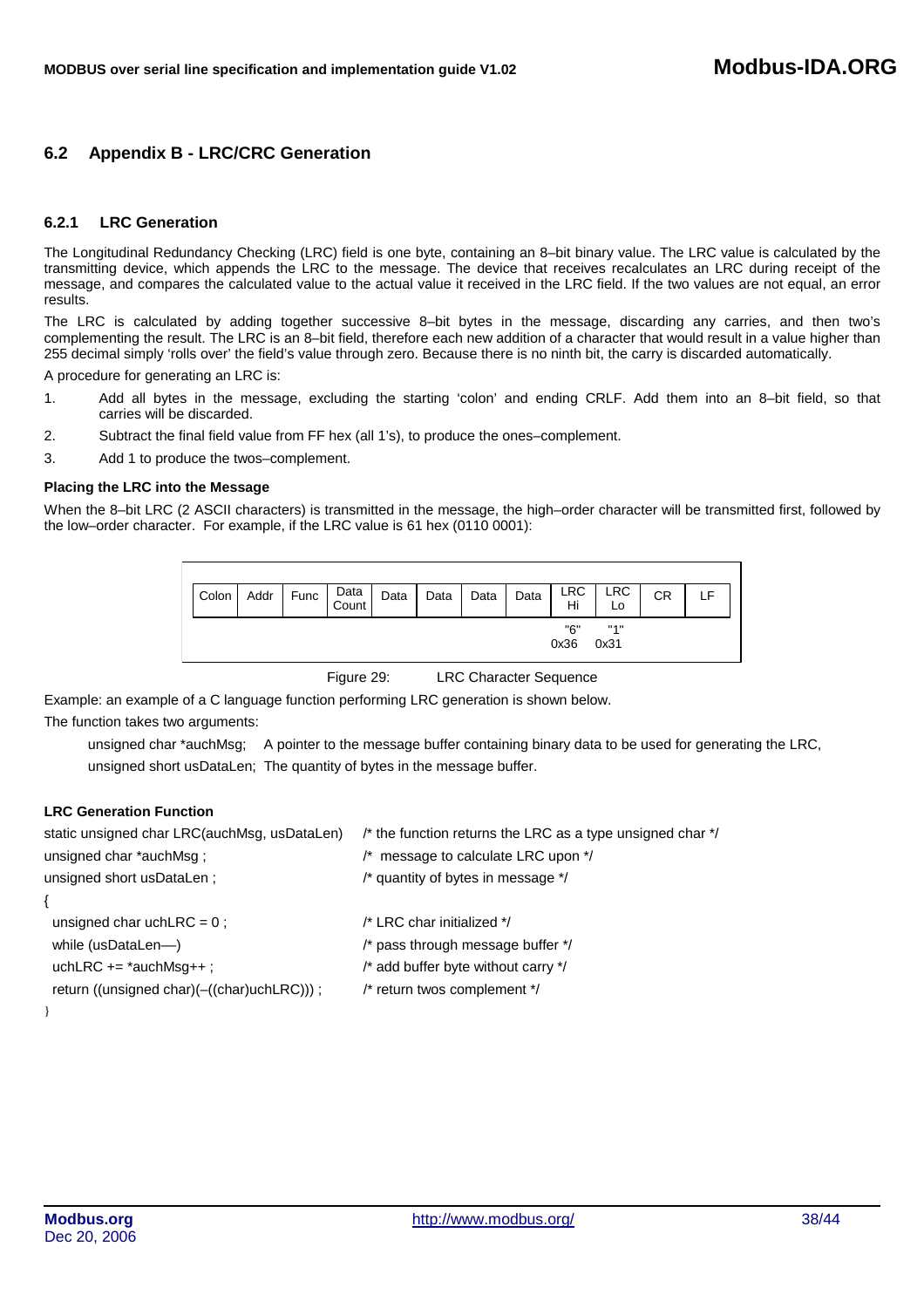## 6.2 Appendix B - LRC/CRC Generation

### 6.2.1 LRC Generation

The Longitudinal Redundancy Checking (LRC) field is one byte, containing an 8–bit binary value. The LRC value is calculated by the transmitting device, which appends the LRC to the message. The device that receives recalculates an LRC during receipt of the message, and compares the calculated value to the actual value it received in the LRC field. If the two values are not equal, an error results.

The LRC is calculated by adding together successive 8–bit bytes in the message, discarding any carries, and then two's complementing the result. The LRC is an 8–bit field, therefore each new addition of a character that would result in a value higher than 255 decimal simply 'rolls over' the field's value through zero. Because there is no ninth bit, the carry is discarded automatically.

A procedure for generating an LRC is:

1. Add all bytes in the message, excluding the starting 'colon' and ending CRLF. Add them into an 8–bit field, so that carries will be discarded.
2. Subtract the final field value from FF hex (all 1's), to produce the ones–complement.
3. Add 1 to produce the twos–complement.

**Placing the LRC into the Message**

When the 8–bit LRC (2 ASCII characters) is transmitted in the message, the high–order character will be transmitted first, followed by the low–order character. For example, if the LRC value is 61 hex (0110 0001):

| Colon | Addr | Func | Data Count | Data | Data | Data | Data | LRC Hi | LRC Lo | CR | LF |
|---|---|---|---|---|---|---|---|---|---|---|---|
| | | | | | | | | "6" 0x36 | "1" 0x31 | | |

Figure 29: LRC Character Sequence

Example: an example of a C language function performing LRC generation is shown below.

The function takes two arguments:

unsigned char *auchMsg; A pointer to the message buffer containing binary data to be used for generating the LRC,

unsigned short usDataLen; The quantity of bytes in the message buffer.

**LRC Generation Function**

```
static unsigned char LRC(auchMsg, usDataLen)    /* the function returns the LRC as a type unsigned char */
unsigned char *auchMsg ;                        /*  message to calculate LRC upon */
unsigned short usDataLen ;                      /* quantity of bytes in message */
{
  unsigned char uchLRC = 0 ;                    /* LRC char initialized */
  while (usDataLen––)                           /* pass through message buffer */
  uchLRC += *auchMsg++ ;                        /* add buffer byte without carry */
  return ((unsigned char)(–((char)uchLRC))) ;   /* return twos complement */
}
```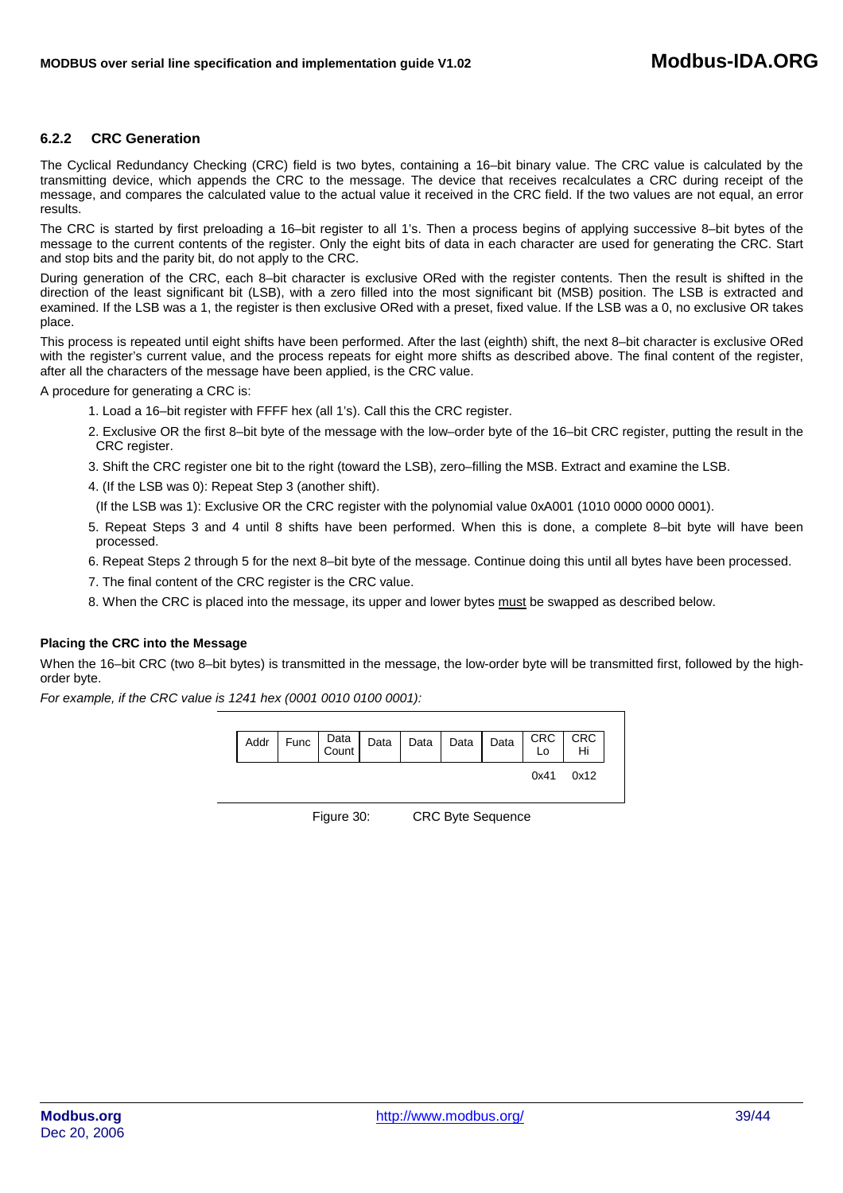### 6.2.2 CRC Generation

The Cyclical Redundancy Checking (CRC) field is two bytes, containing a 16–bit binary value. The CRC value is calculated by the transmitting device, which appends the CRC to the message. The device that receives recalculates a CRC during receipt of the message, and compares the calculated value to the actual value it received in the CRC field. If the two values are not equal, an error results.

The CRC is started by first preloading a 16–bit register to all 1's. Then a process begins of applying successive 8–bit bytes of the message to the current contents of the register. Only the eight bits of data in each character are used for generating the CRC. Start and stop bits and the parity bit, do not apply to the CRC.

During generation of the CRC, each 8–bit character is exclusive ORed with the register contents. Then the result is shifted in the direction of the least significant bit (LSB), with a zero filled into the most significant bit (MSB) position. The LSB is extracted and examined. If the LSB was a 1, the register is then exclusive ORed with a preset, fixed value. If the LSB was a 0, no exclusive OR takes place.

This process is repeated until eight shifts have been performed. After the last (eighth) shift, the next 8–bit character is exclusive ORed with the register's current value, and the process repeats for eight more shifts as described above. The final content of the register, after all the characters of the message have been applied, is the CRC value.

A procedure for generating a CRC is:

1. Load a 16–bit register with FFFF hex (all 1's). Call this the CRC register.
2. Exclusive OR the first 8–bit byte of the message with the low–order byte of the 16–bit CRC register, putting the result in the CRC register.
3. Shift the CRC register one bit to the right (toward the LSB), zero–filling the MSB. Extract and examine the LSB.
4. (If the LSB was 0): Repeat Step 3 (another shift).

   (If the LSB was 1): Exclusive OR the CRC register with the polynomial value 0xA001 (1010 0000 0000 0001).
5. Repeat Steps 3 and 4 until 8 shifts have been performed. When this is done, a complete 8–bit byte will have been processed.
6. Repeat Steps 2 through 5 for the next 8–bit byte of the message. Continue doing this until all bytes have been processed.
7. The final content of the CRC register is the CRC value.
8. When the CRC is placed into the message, its upper and lower bytes must be swapped as described below.

#### Placing the CRC into the Message

When the 16–bit CRC (two 8–bit bytes) is transmitted in the message, the low-order byte will be transmitted first, followed by the high-order byte.

*For example, if the CRC value is 1241 hex (0001 0010 0100 0001):*

| Addr | Func | Data Count | Data | Data | Data | Data | CRC Lo | CRC Hi |
|---|---|---|---|---|---|---|---|---|
| | | | | | | | 0x41 | 0x12 |

Figure 30: CRC Byte Sequence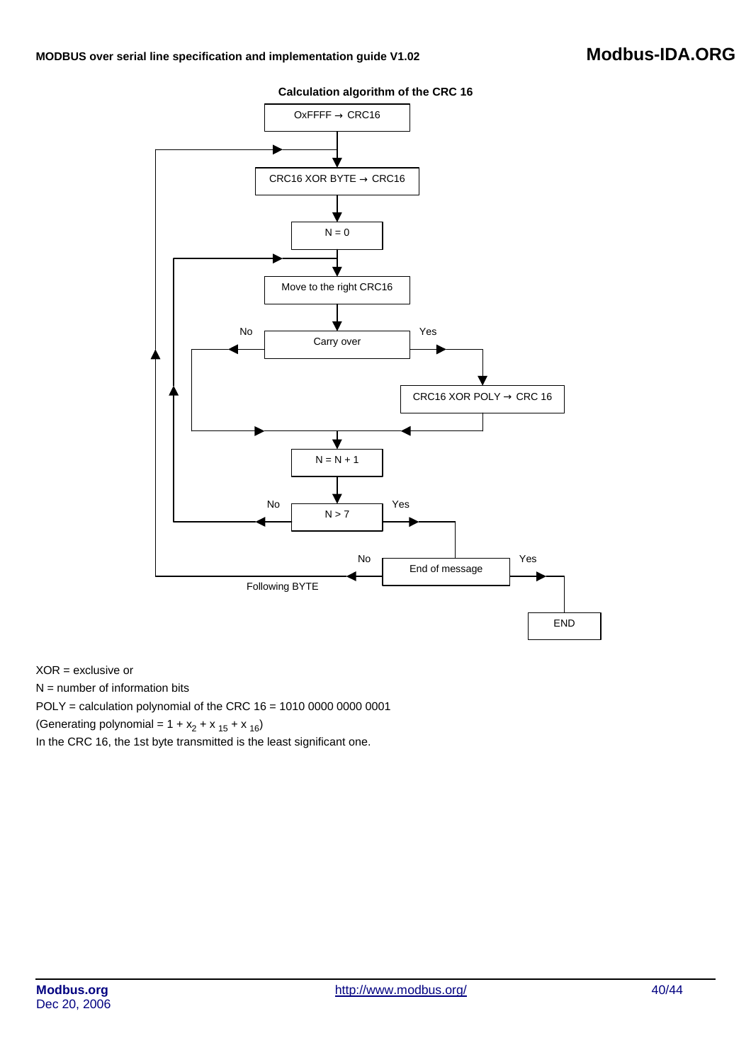**Calculation algorithm of the CRC 16**

```
OxFFFF → CRC16
CRC16 XOR BYTE → CRC16
N = 0
Move to the right CRC16
Carry over
  Yes: CRC16 XOR POLY → CRC 16
  No
N = N + 1
N > 7
  No: back to "Move to the right CRC16"
  Yes: End of message
    No: Following BYTE (back to "CRC16 XOR BYTE → CRC16")
    Yes: END
```

XOR = exclusive or

N = number of information bits

POLY = calculation polynomial of the CRC 16 = 1010 0000 0000 0001

(Generating polynomial = $1 + x_2 + x_{15} + x_{16}$)

In the CRC 16, the 1st byte transmitted is the least significant one.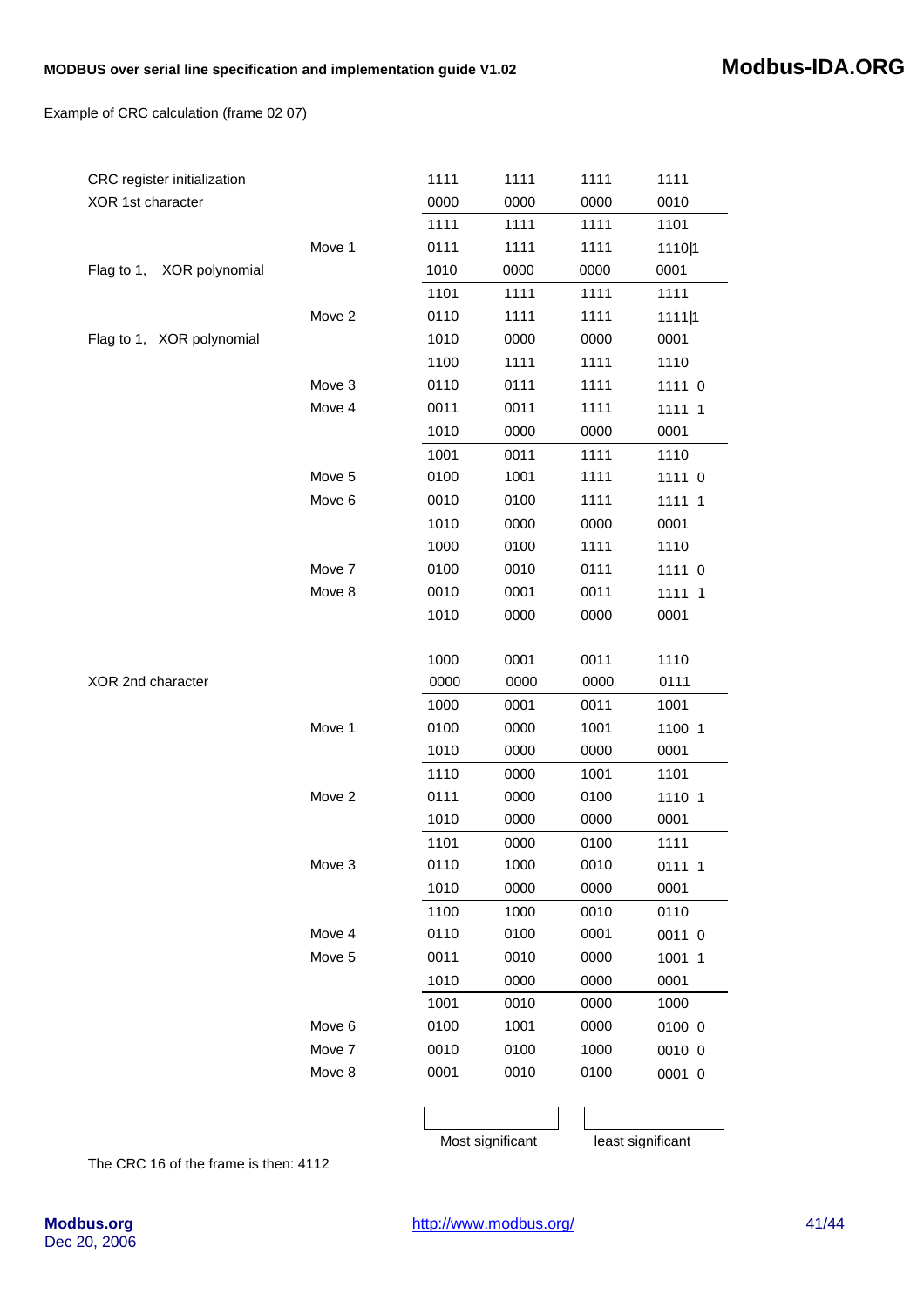Example of CRC calculation (frame 02 07)

| | | | | | |
|---|---|---|---|---|---|
| CRC register initialization | | 1111 | 1111 | 1111 | 1111 |
| XOR 1st character | | 0000 | 0000 | 0000 | 0010 |
| | | 1111 | 1111 | 1111 | 1101 |
| | Move 1 | 0111 | 1111 | 1111 | 1110\|1 |
| Flag to 1, XOR polynomial | | 1010 | 0000 | 0000 | 0001 |
| | | 1101 | 1111 | 1111 | 1111 |
| | Move 2 | 0110 | 1111 | 1111 | 1111\|1 |
| Flag to 1, XOR polynomial | | 1010 | 0000 | 0000 | 0001 |
| | | 1100 | 1111 | 1111 | 1110 |
| | Move 3 | 0110 | 0111 | 1111 | 1111 0 |
| | Move 4 | 0011 | 0011 | 1111 | 1111 1 |
| | | 1010 | 0000 | 0000 | 0001 |
| | | 1001 | 0011 | 1111 | 1110 |
| | Move 5 | 0100 | 1001 | 1111 | 1111 0 |
| | Move 6 | 0010 | 0100 | 1111 | 1111 1 |
| | | 1010 | 0000 | 0000 | 0001 |
| | | 1000 | 0100 | 1111 | 1110 |
| | Move 7 | 0100 | 0010 | 0111 | 1111 0 |
| | Move 8 | 0010 | 0001 | 0011 | 1111 1 |
| | | 1010 | 0000 | 0000 | 0001 |
| | | | | | |
| | | 1000 | 0001 | 0011 | 1110 |
| XOR 2nd character | | 0000 | 0000 | 0000 | 0111 |
| | | 1000 | 0001 | 0011 | 1001 |
| | Move 1 | 0100 | 0000 | 1001 | 1100 1 |
| | | 1010 | 0000 | 0000 | 0001 |
| | | 1110 | 0000 | 1001 | 1101 |
| | Move 2 | 0111 | 0000 | 0100 | 1110 1 |
| | | 1010 | 0000 | 0000 | 0001 |
| | | 1101 | 0000 | 0100 | 1111 |
| | Move 3 | 0110 | 1000 | 0010 | 0111 1 |
| | | 1010 | 0000 | 0000 | 0001 |
| | | 1100 | 1000 | 0010 | 0110 |
| | Move 4 | 0110 | 0100 | 0001 | 0011 0 |
| | Move 5 | 0011 | 0010 | 0000 | 1001 1 |
| | | 1010 | 0000 | 0000 | 0001 |
| | | 1001 | 0010 | 0000 | 1000 |
| | Move 6 | 0100 | 1001 | 0000 | 0100 0 |
| | Move 7 | 0010 | 0100 | 1000 | 0010 0 |
| | Move 8 | 0001 | 0010 | 0100 | 0001 0 |
| | | Most significant | | least significant | |

The CRC 16 of the frame is then: 4112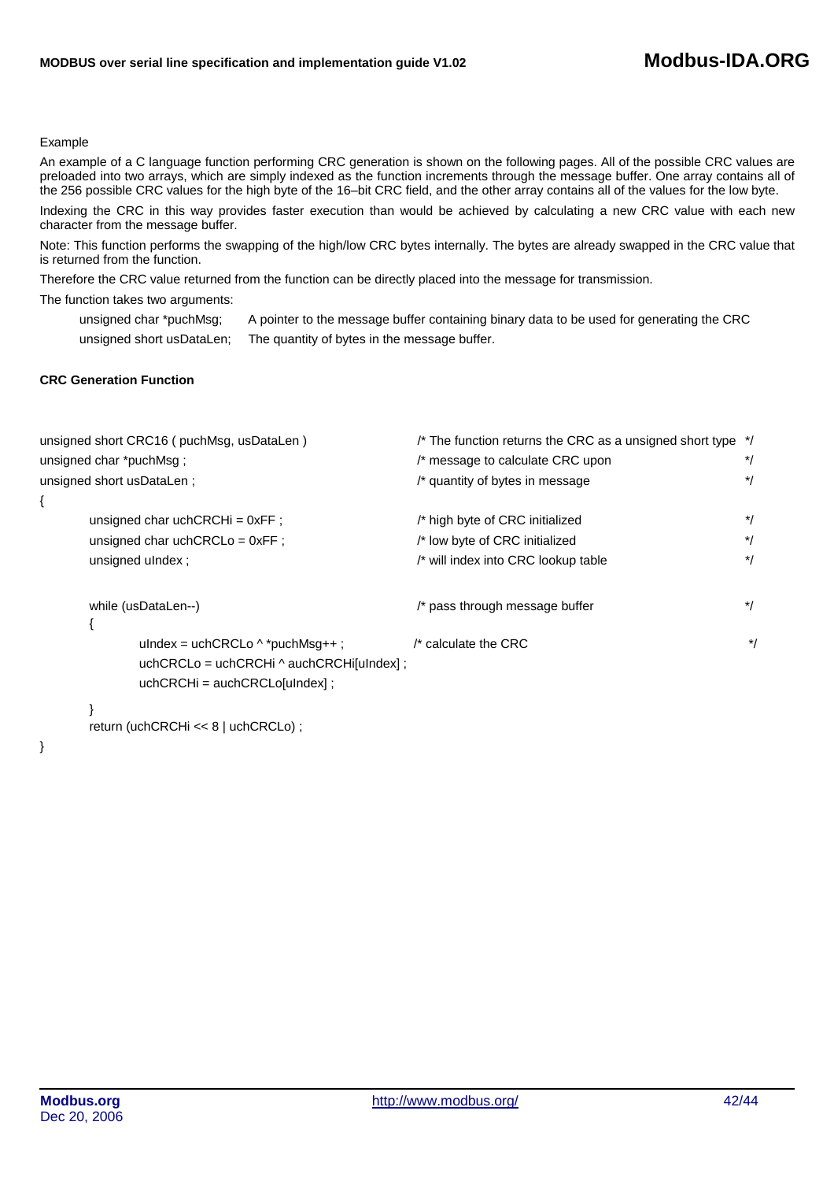Example

An example of a C language function performing CRC generation is shown on the following pages. All of the possible CRC values are preloaded into two arrays, which are simply indexed as the function increments through the message buffer. One array contains all of the 256 possible CRC values for the high byte of the 16–bit CRC field, and the other array contains all of the values for the low byte.

Indexing the CRC in this way provides faster execution than would be achieved by calculating a new CRC value with each new character from the message buffer.

Note: This function performs the swapping of the high/low CRC bytes internally. The bytes are already swapped in the CRC value that is returned from the function.

Therefore the CRC value returned from the function can be directly placed into the message for transmission.

The function takes two arguments:

unsigned char *puchMsg; A pointer to the message buffer containing binary data to be used for generating the CRC

unsigned short usDataLen; The quantity of bytes in the message buffer.

**CRC Generation Function**

```
unsigned short CRC16 ( puchMsg, usDataLen )          /* The function returns the CRC as a unsigned short type  */
unsigned char *puchMsg ;                             /* message to calculate CRC upon                          */
unsigned short usDataLen ;                           /* quantity of bytes in message                           */
{
        unsigned char uchCRCHi = 0xFF ;              /* high byte of CRC initialized                           */
        unsigned char uchCRCLo = 0xFF ;              /* low byte of CRC initialized                            */
        unsigned uIndex ;                            /* will index into CRC lookup table                       */

        while (usDataLen--)                          /* pass through message buffer                            */
        {
                uIndex = uchCRCLo ^ *puchMsg++ ;     /* calculate the CRC                                      */
                uchCRCLo = uchCRCHi ^ auchCRCHi[uIndex] ;
                uchCRCHi = auchCRCLo[uIndex] ;
        }
        return (uchCRCHi << 8 | uchCRCLo) ;
}
```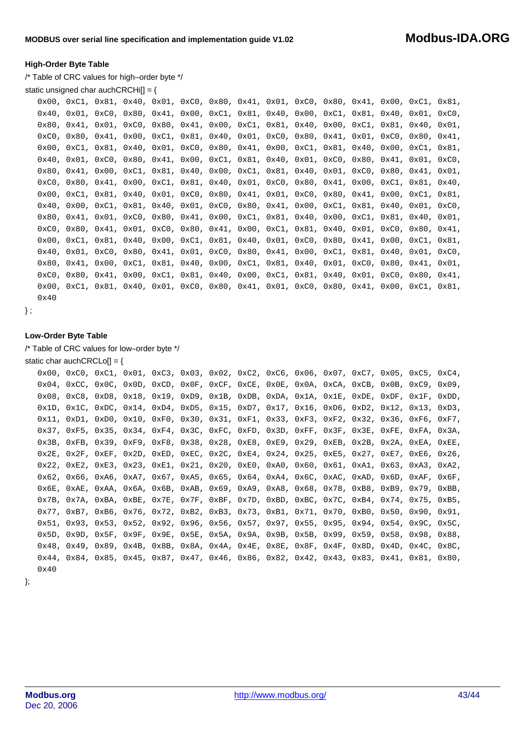**High-Order Byte Table**

/* Table of CRC values for high–order byte */

static unsigned char auchCRCHi[] = {

```
0x00, 0xC1, 0x81, 0x40, 0x01, 0xC0, 0x80, 0x41, 0x01, 0xC0, 0x80, 0x41, 0x00, 0xC1, 0x81,
0x40, 0x01, 0xC0, 0x80, 0x41, 0x00, 0xC1, 0x81, 0x40, 0x00, 0xC1, 0x81, 0x40, 0x01, 0xC0,
0x80, 0x41, 0x01, 0xC0, 0x80, 0x41, 0x00, 0xC1, 0x81, 0x40, 0x00, 0xC1, 0x81, 0x40, 0x01,
0xC0, 0x80, 0x41, 0x00, 0xC1, 0x81, 0x40, 0x01, 0xC0, 0x80, 0x41, 0x01, 0xC0, 0x80, 0x41,
0x00, 0xC1, 0x81, 0x40, 0x01, 0xC0, 0x80, 0x41, 0x00, 0xC1, 0x81, 0x40, 0x00, 0xC1, 0x81,
0x40, 0x01, 0xC0, 0x80, 0x41, 0x00, 0xC1, 0x81, 0x40, 0x01, 0xC0, 0x80, 0x41, 0x01, 0xC0,
0x80, 0x41, 0x00, 0xC1, 0x81, 0x40, 0x00, 0xC1, 0x81, 0x40, 0x01, 0xC0, 0x80, 0x41, 0x01,
0xC0, 0x80, 0x41, 0x00, 0xC1, 0x81, 0x40, 0x01, 0xC0, 0x80, 0x41, 0x00, 0xC1, 0x81, 0x40,
0x00, 0xC1, 0x81, 0x40, 0x01, 0xC0, 0x80, 0x41, 0x01, 0xC0, 0x80, 0x41, 0x00, 0xC1, 0x81,
0x40, 0x00, 0xC1, 0x81, 0x40, 0x01, 0xC0, 0x80, 0x41, 0x00, 0xC1, 0x81, 0x40, 0x01, 0xC0,
0x80, 0x41, 0x01, 0xC0, 0x80, 0x41, 0x00, 0xC1, 0x81, 0x40, 0x00, 0xC1, 0x81, 0x40, 0x01,
0xC0, 0x80, 0x41, 0x01, 0xC0, 0x80, 0x41, 0x00, 0xC1, 0x81, 0x40, 0x01, 0xC0, 0x80, 0x41,
0x00, 0xC1, 0x81, 0x40, 0x00, 0xC1, 0x81, 0x40, 0x01, 0xC0, 0x80, 0x41, 0x00, 0xC1, 0x81,
0x40, 0x01, 0xC0, 0x80, 0x41, 0x01, 0xC0, 0x80, 0x41, 0x00, 0xC1, 0x81, 0x40, 0x01, 0xC0,
0x80, 0x41, 0x00, 0xC1, 0x81, 0x40, 0x00, 0xC1, 0x81, 0x40, 0x01, 0xC0, 0x80, 0x41, 0x01,
0xC0, 0x80, 0x41, 0x00, 0xC1, 0x81, 0x40, 0x00, 0xC1, 0x81, 0x40, 0x01, 0xC0, 0x80, 0x41,
0x00, 0xC1, 0x81, 0x40, 0x01, 0xC0, 0x80, 0x41, 0x01, 0xC0, 0x80, 0x41, 0x00, 0xC1, 0x81,
0x40
```

} ;

**Low-Order Byte Table**

/* Table of CRC values for low–order byte */

static char auchCRCLo[] = {

```
0x00, 0xC0, 0xC1, 0x01, 0xC3, 0x03, 0x02, 0xC2, 0xC6, 0x06, 0x07, 0xC7, 0x05, 0xC5, 0xC4,
0x04, 0xCC, 0x0C, 0x0D, 0xCD, 0x0F, 0xCF, 0xCE, 0x0E, 0x0A, 0xCA, 0xCB, 0x0B, 0xC9, 0x09,
0x08, 0xC8, 0xD8, 0x18, 0x19, 0xD9, 0x1B, 0xDB, 0xDA, 0x1A, 0x1E, 0xDE, 0xDF, 0x1F, 0xDD,
0x1D, 0x1C, 0xDC, 0x14, 0xD4, 0xD5, 0x15, 0xD7, 0x17, 0x16, 0xD6, 0xD2, 0x12, 0x13, 0xD3,
0x11, 0xD1, 0xD0, 0x10, 0xF0, 0x30, 0x31, 0xF1, 0x33, 0xF3, 0xF2, 0x32, 0x36, 0xF6, 0xF7,
0x37, 0xF5, 0x35, 0x34, 0xF4, 0x3C, 0xFC, 0xFD, 0x3D, 0xFF, 0x3F, 0x3E, 0xFE, 0xFA, 0x3A,
0x3B, 0xFB, 0x39, 0xF9, 0xF8, 0x38, 0x28, 0xE8, 0xE9, 0x29, 0xEB, 0x2B, 0x2A, 0xEA, 0xEE,
0x2E, 0x2F, 0xEF, 0x2D, 0xED, 0xEC, 0x2C, 0xE4, 0x24, 0x25, 0xE5, 0x27, 0xE7, 0xE6, 0x26,
0x22, 0xE2, 0xE3, 0x23, 0xE1, 0x21, 0x20, 0xE0, 0xA0, 0x60, 0x61, 0xA1, 0x63, 0xA3, 0xA2,
0x62, 0x66, 0xA6, 0xA7, 0x67, 0xA5, 0x65, 0x64, 0xA4, 0x6C, 0xAC, 0xAD, 0x6D, 0xAF, 0x6F,
0x6E, 0xAE, 0xAA, 0x6A, 0x6B, 0xAB, 0x69, 0xA9, 0xA8, 0x68, 0x78, 0xB8, 0xB9, 0x79, 0xBB,
0x7B, 0x7A, 0xBA, 0xBE, 0x7E, 0x7F, 0xBF, 0x7D, 0xBD, 0xBC, 0x7C, 0xB4, 0x74, 0x75, 0xB5,
0x77, 0xB7, 0xB6, 0x76, 0x72, 0xB2, 0xB3, 0x73, 0xB1, 0x71, 0x70, 0xB0, 0x50, 0x90, 0x91,
0x51, 0x93, 0x53, 0x52, 0x92, 0x96, 0x56, 0x57, 0x97, 0x55, 0x95, 0x94, 0x54, 0x9C, 0x5C,
0x5D, 0x9D, 0x5F, 0x9F, 0x9E, 0x5E, 0x5A, 0x9A, 0x9B, 0x5B, 0x99, 0x59, 0x58, 0x98, 0x88,
0x48, 0x49, 0x89, 0x4B, 0x8B, 0x8A, 0x4A, 0x4E, 0x8E, 0x8F, 0x4F, 0x8D, 0x4D, 0x4C, 0x8C,
0x44, 0x84, 0x85, 0x45, 0x87, 0x47, 0x46, 0x86, 0x82, 0x42, 0x43, 0x83, 0x41, 0x81, 0x80,
0x40
```

};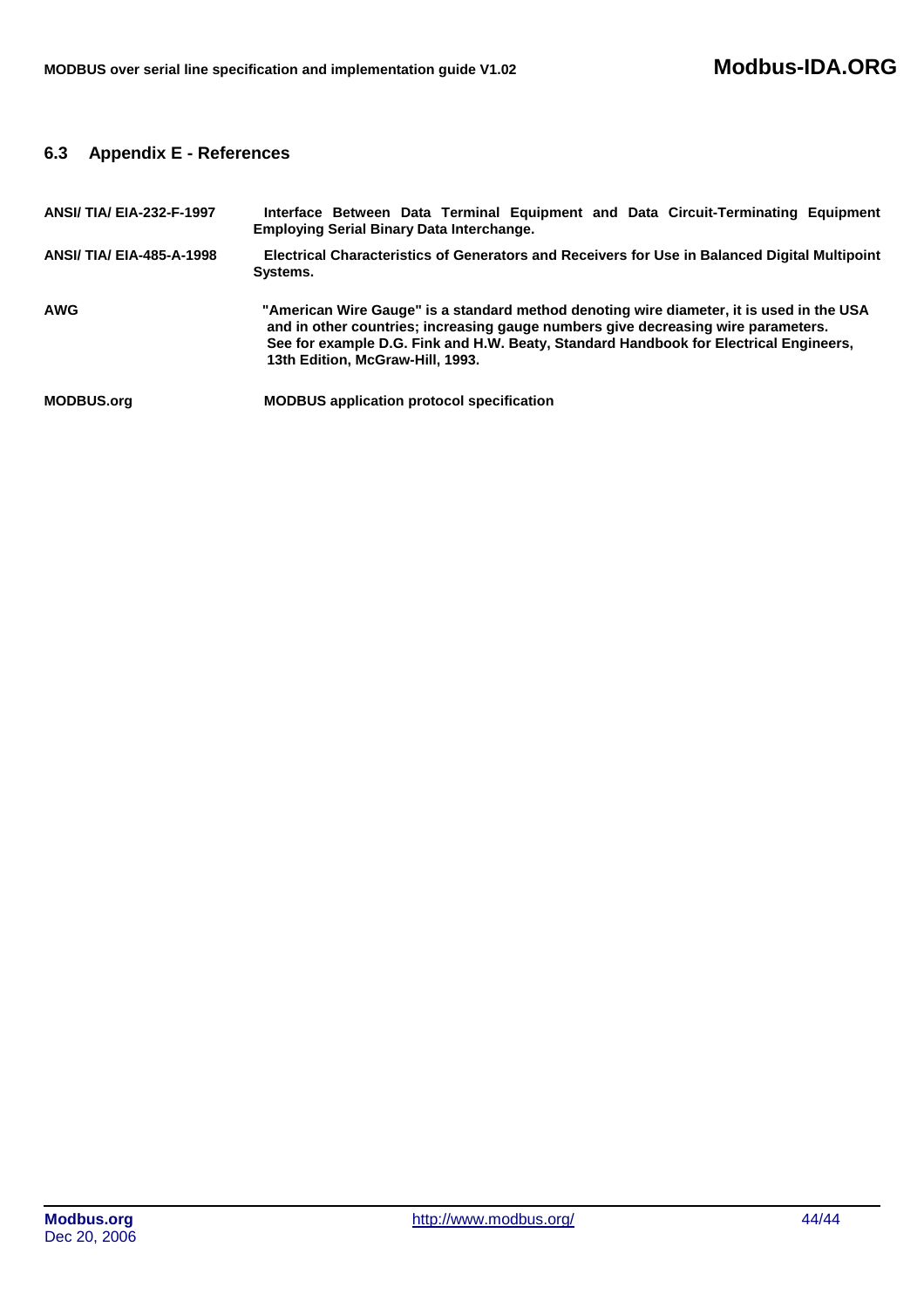### 6.3 Appendix E - References

| | |
|---|---|
| **ANSI/ TIA/ EIA-232-F-1997** | **Interface Between Data Terminal Equipment and Data Circuit-Terminating Equipment Employing Serial Binary Data Interchange.** |
| **ANSI/ TIA/ EIA-485-A-1998** | **Electrical Characteristics of Generators and Receivers for Use in Balanced Digital Multipoint Systems.** |
| **AWG** | **"American Wire Gauge" is a standard method denoting wire diameter, it is used in the USA and in other countries; increasing gauge numbers give decreasing wire parameters. See for example D.G. Fink and H.W. Beaty, Standard Handbook for Electrical Engineers, 13th Edition, McGraw-Hill, 1993.** |
| **MODBUS.org** | **MODBUS application protocol specification** |